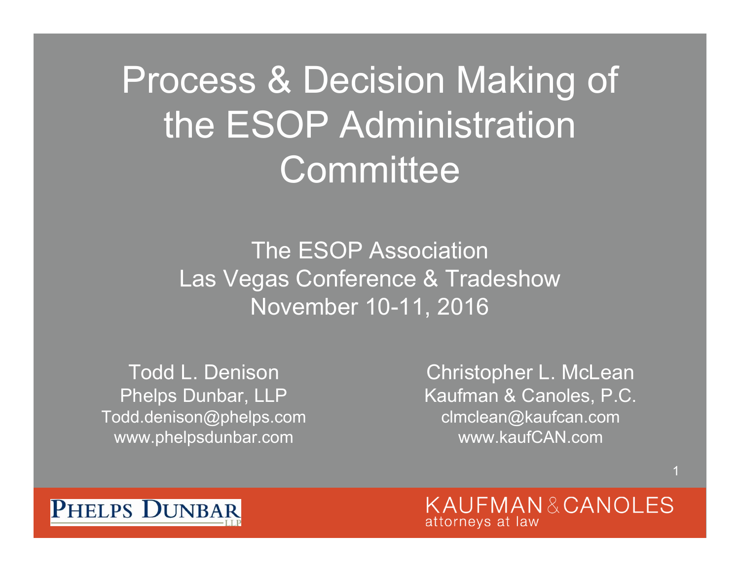# Process & Decision Making of the ESOP Administration Committee

The ESOP Association
Las Vegas Conference & Tradeshow
November 10-11, 2016

Todd L. Denison
Phelps Dunbar, LLP
Todd.denison@phelps.com
www.phelpsdunbar.com

Christopher L. McLean
Kaufman & Canoles, P.C.
clmclean@kaufcan.com
www.kaufCAN.com

PHELPS DUNBAR LLP

KAUFMAN & CANOLES
attorneys at law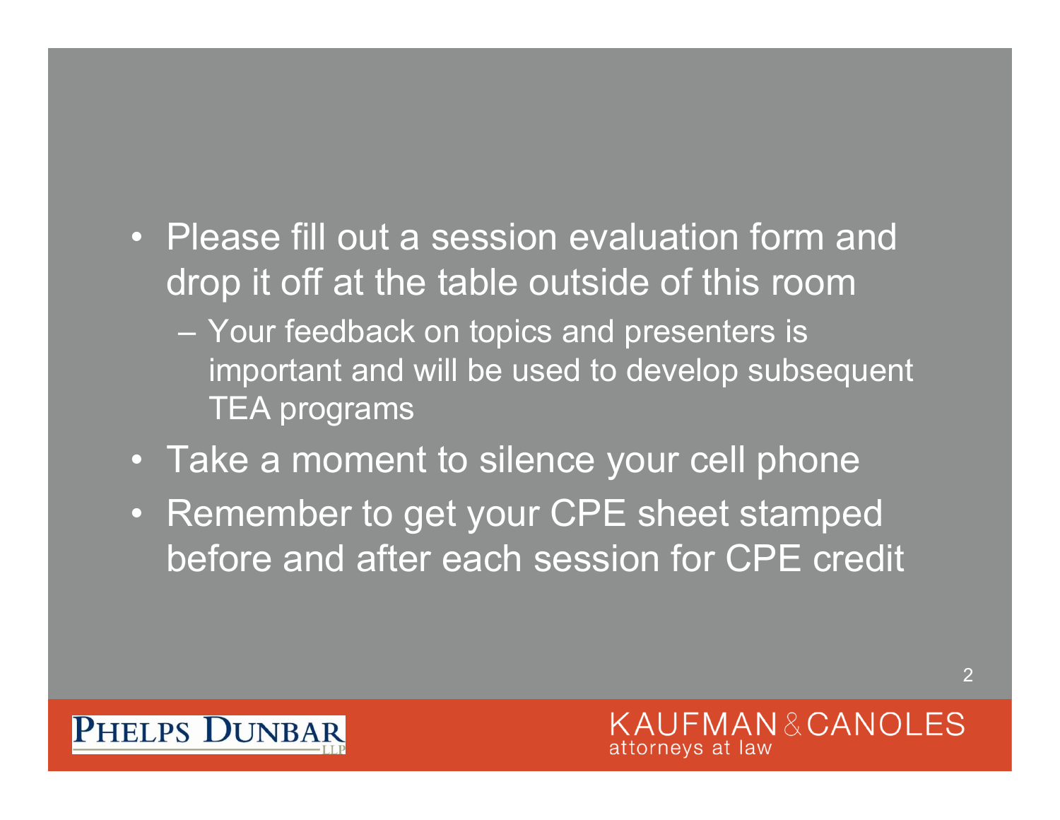- Please fill out a session evaluation form and drop it off at the table outside of this room
  - Your feedback on topics and presenters is important and will be used to develop subsequent TEA programs
- Take a moment to silence your cell phone
- Remember to get your CPE sheet stamped before and after each session for CPE credit

PHELPS DUNBAR LLP

KAUFMAN & CANOLES attorneys at law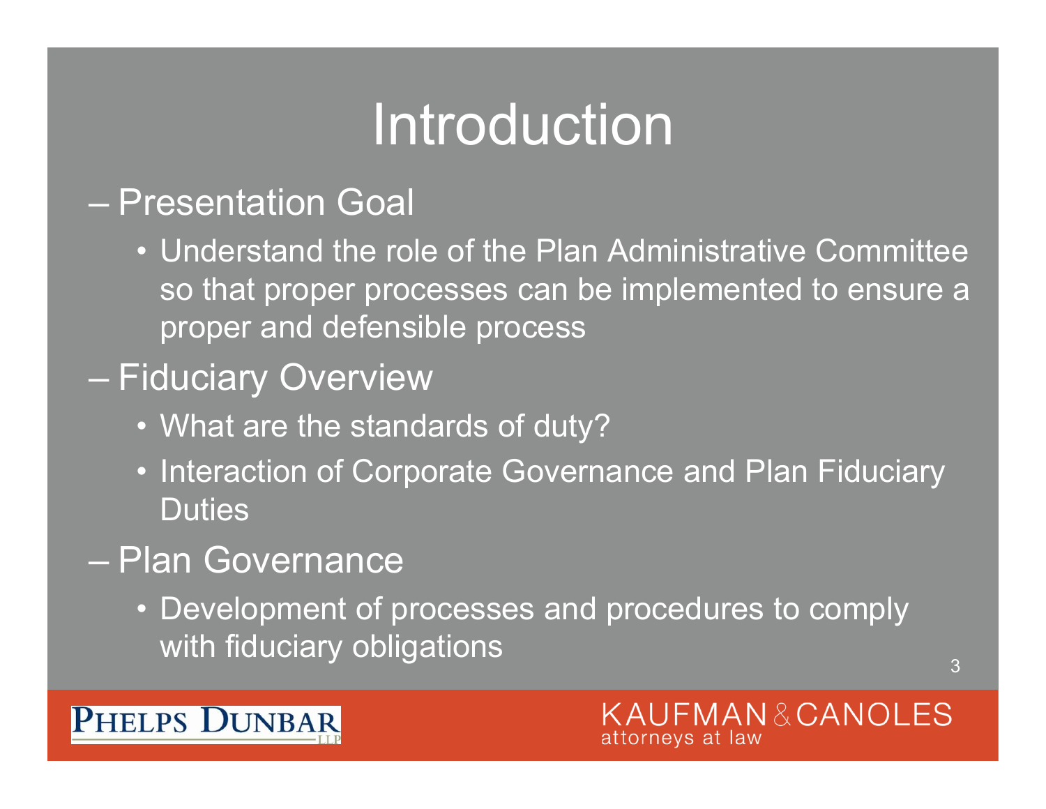# Introduction

- Presentation Goal
  - Understand the role of the Plan Administrative Committee so that proper processes can be implemented to ensure a proper and defensible process
- Fiduciary Overview
  - What are the standards of duty?
  - Interaction of Corporate Governance and Plan Fiduciary Duties
- Plan Governance
  - Development of processes and procedures to comply with fiduciary obligations

PHELPS DUNBAR LLP

KAUFMAN & CANOLES attorneys at law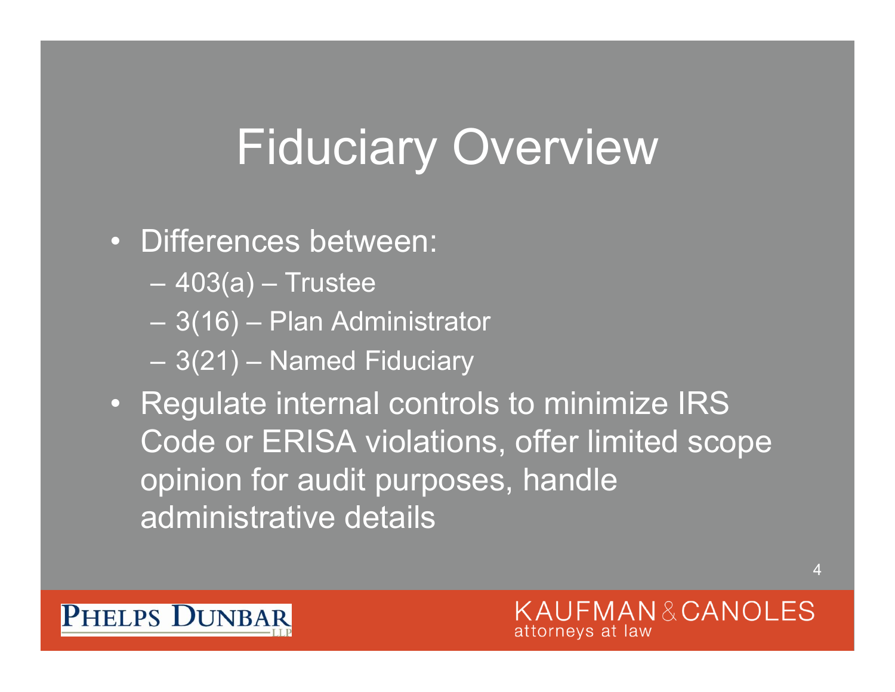# Fiduciary Overview

- Differences between:
  - 403(a) – Trustee
  - 3(16) – Plan Administrator
  - 3(21) – Named Fiduciary
- Regulate internal controls to minimize IRS Code or ERISA violations, offer limited scope opinion for audit purposes, handle administrative details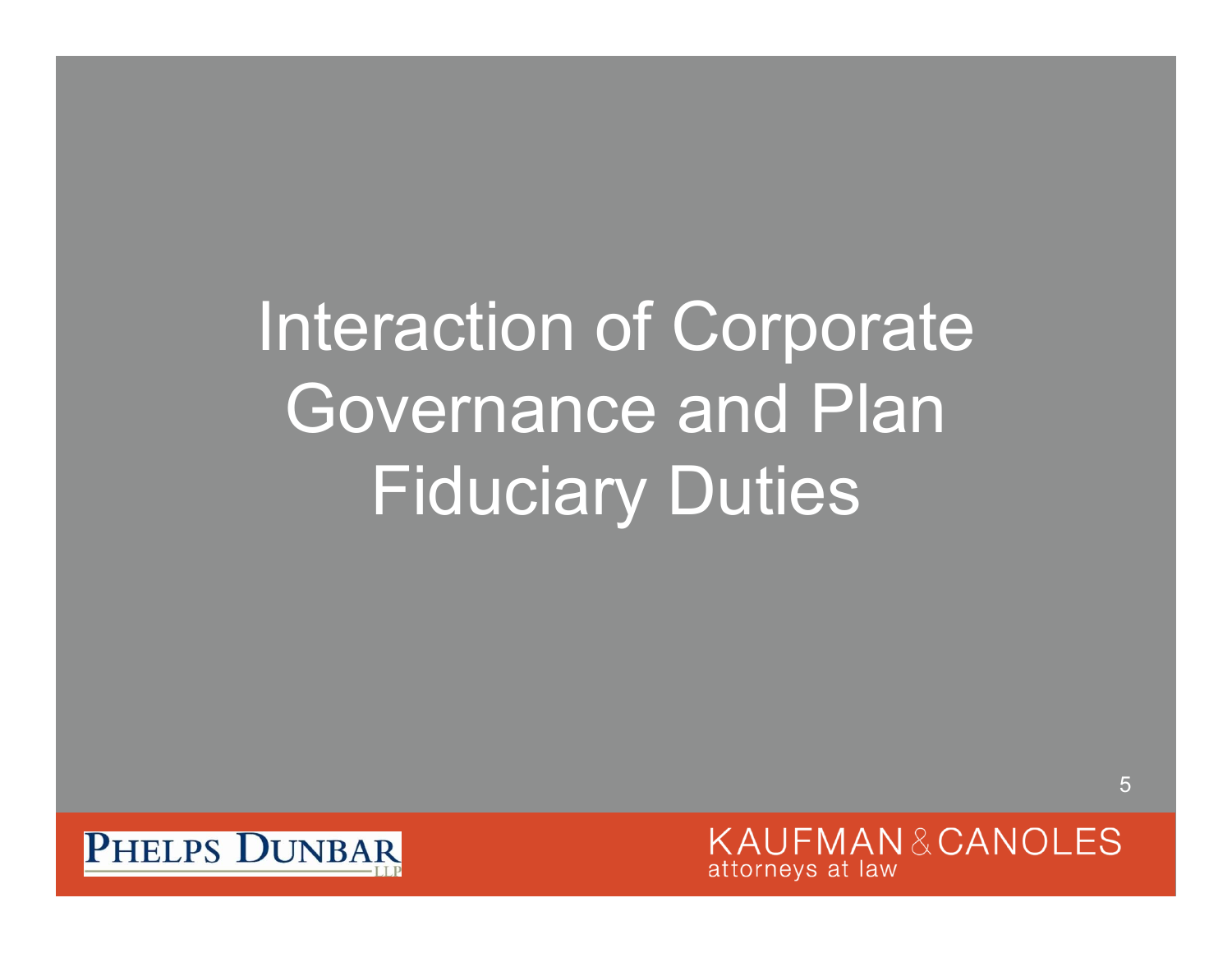# Interaction of Corporate Governance and Plan Fiduciary Duties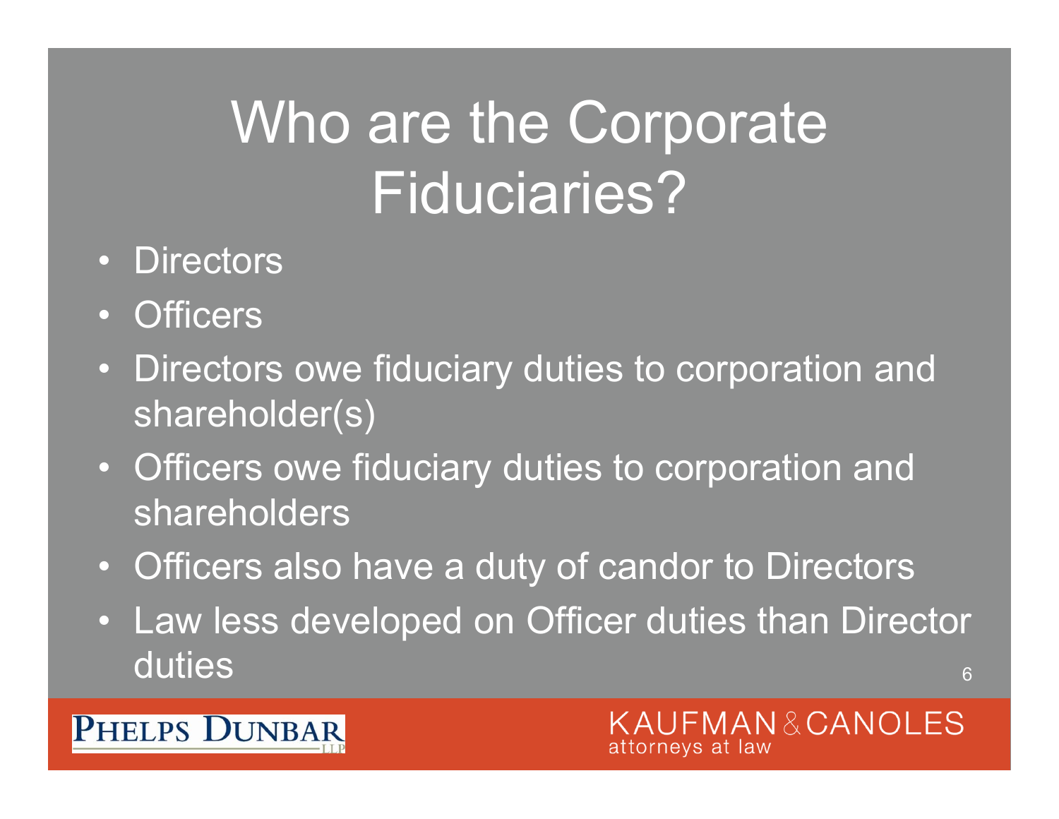# Who are the Corporate Fiduciaries?

- Directors
- Officers
- Directors owe fiduciary duties to corporation and shareholder(s)
- Officers owe fiduciary duties to corporation and shareholders
- Officers also have a duty of candor to Directors
- Law less developed on Officer duties than Director duties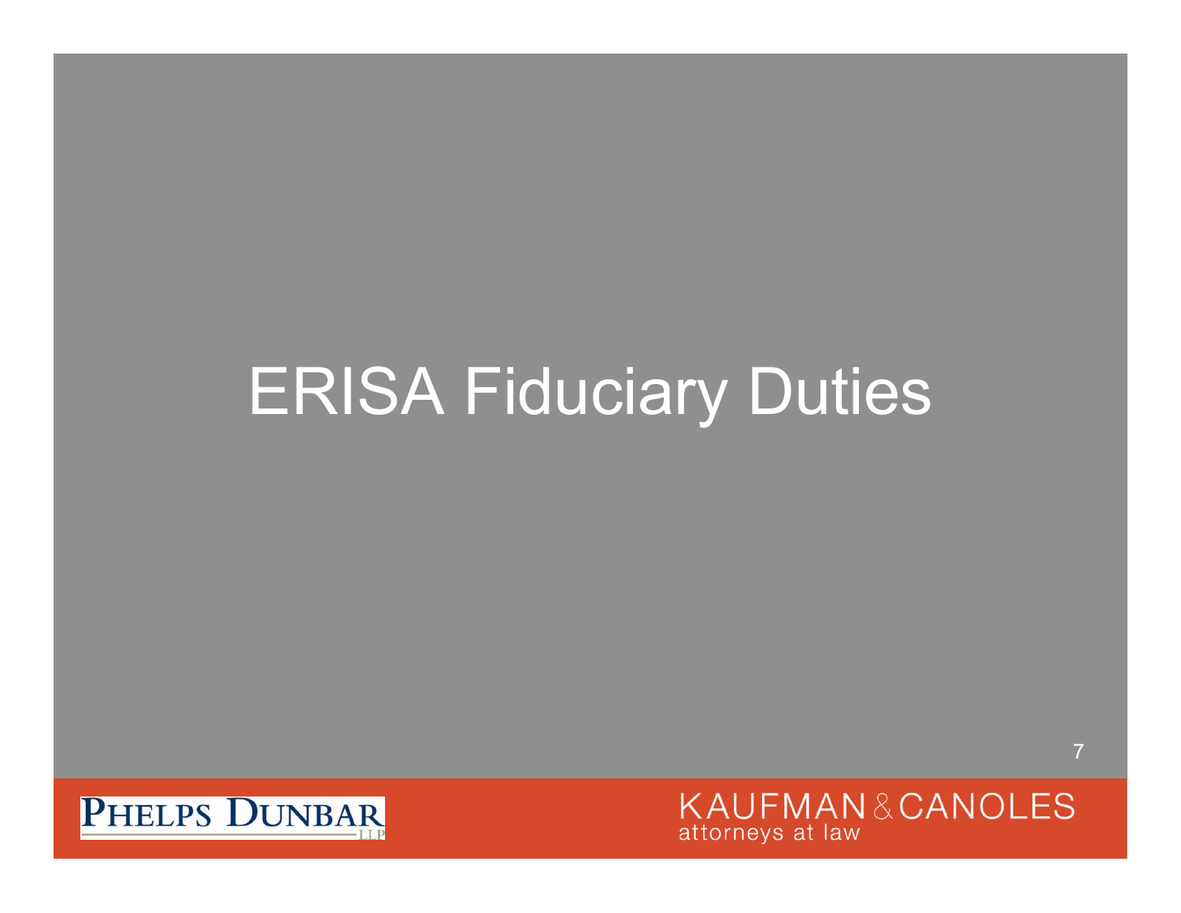# ERISA Fiduciary Duties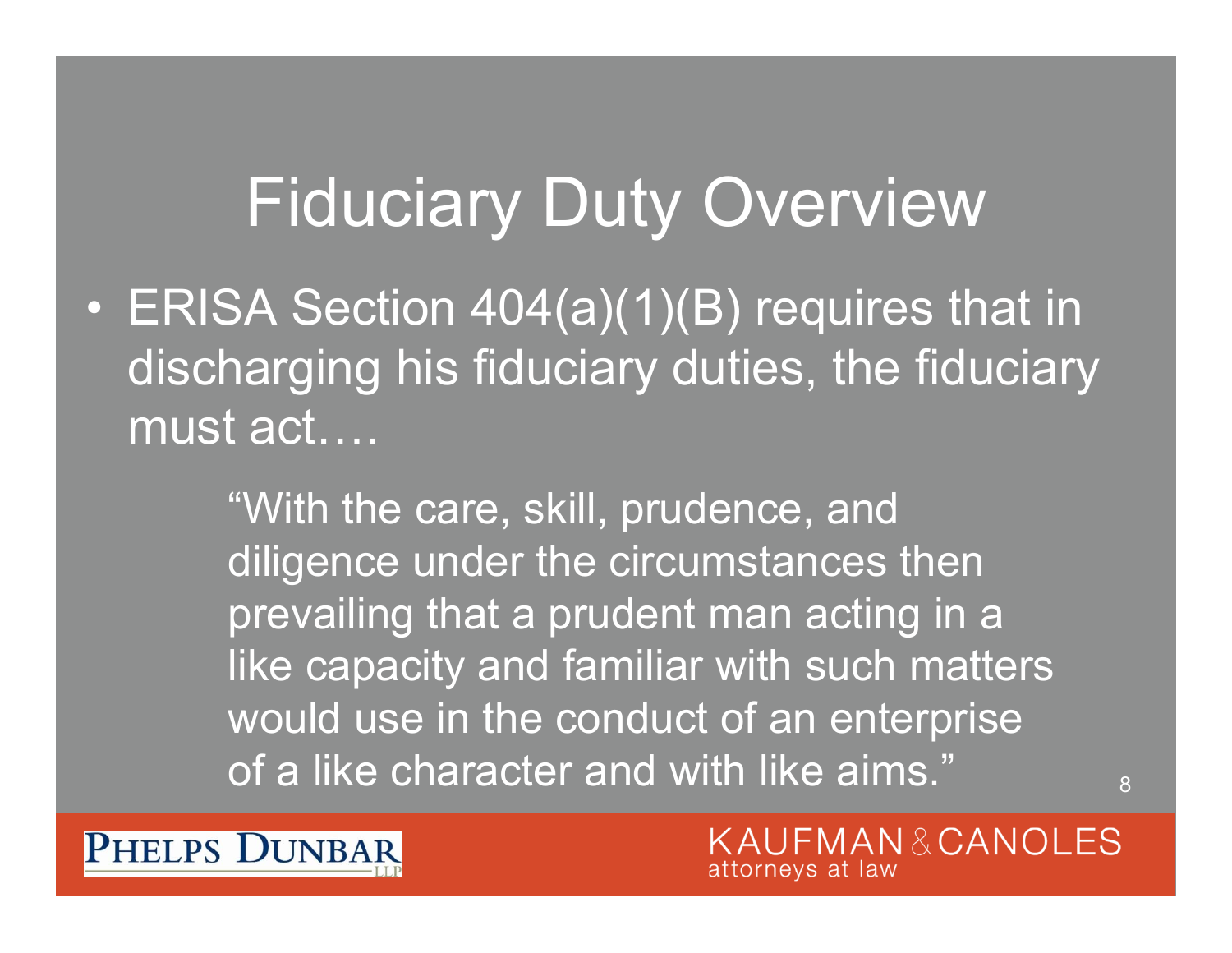# Fiduciary Duty Overview

- ERISA Section 404(a)(1)(B) requires that in discharging his fiduciary duties, the fiduciary must act….

> "With the care, skill, prudence, and diligence under the circumstances then prevailing that a prudent man acting in a like capacity and familiar with such matters would use in the conduct of an enterprise of a like character and with like aims."

PHELPS DUNBAR LLP

KAUFMAN & CANOLES attorneys at law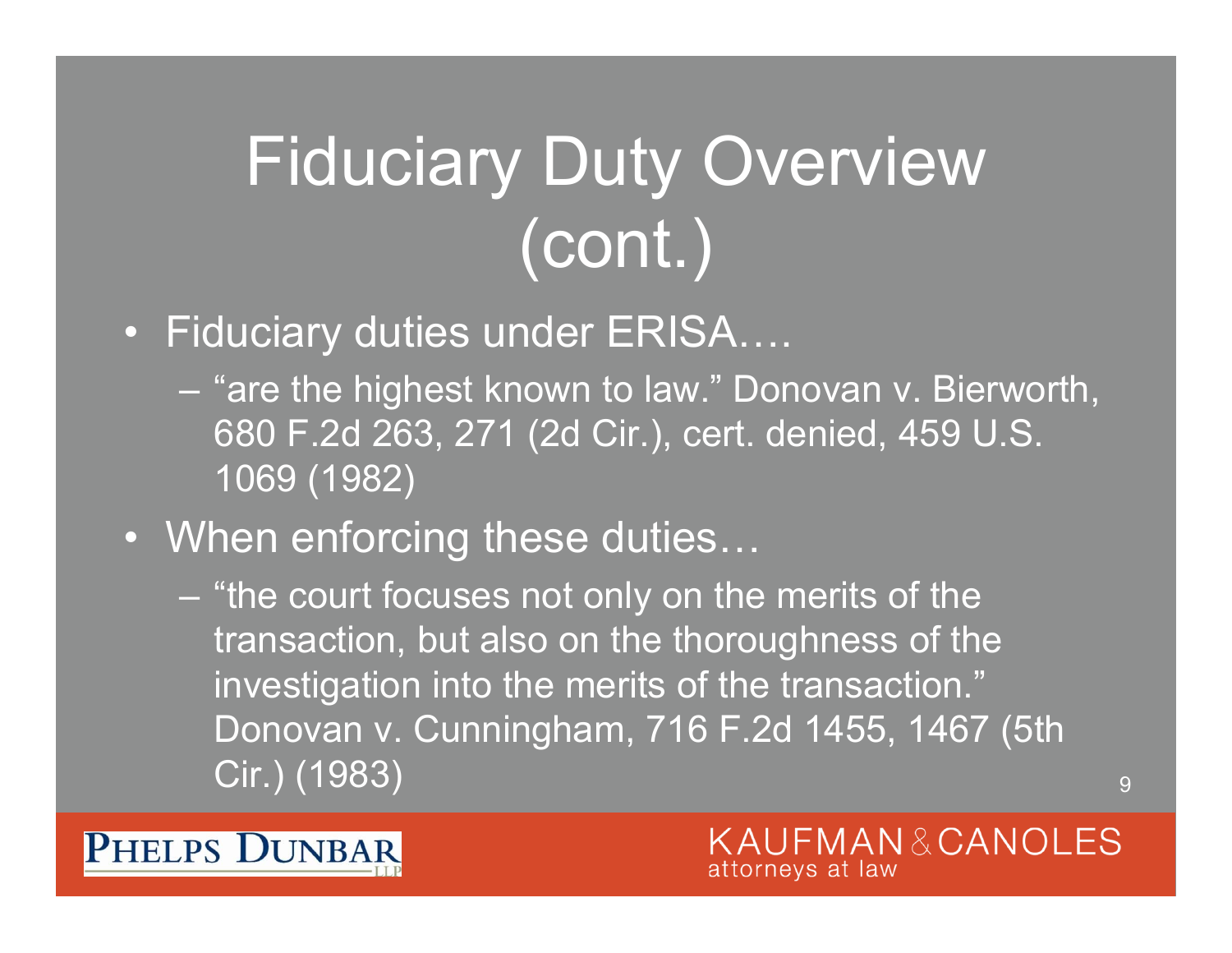# Fiduciary Duty Overview (cont.)

- Fiduciary duties under ERISA….
  - "are the highest known to law." Donovan v. Bierworth, 680 F.2d 263, 271 (2d Cir.), cert. denied, 459 U.S. 1069 (1982)
- When enforcing these duties…
  - "the court focuses not only on the merits of the transaction, but also on the thoroughness of the investigation into the merits of the transaction." Donovan v. Cunningham, 716 F.2d 1455, 1467 (5th Cir.) (1983)

PHELPS DUNBAR LLP

KAUFMAN & CANOLES attorneys at law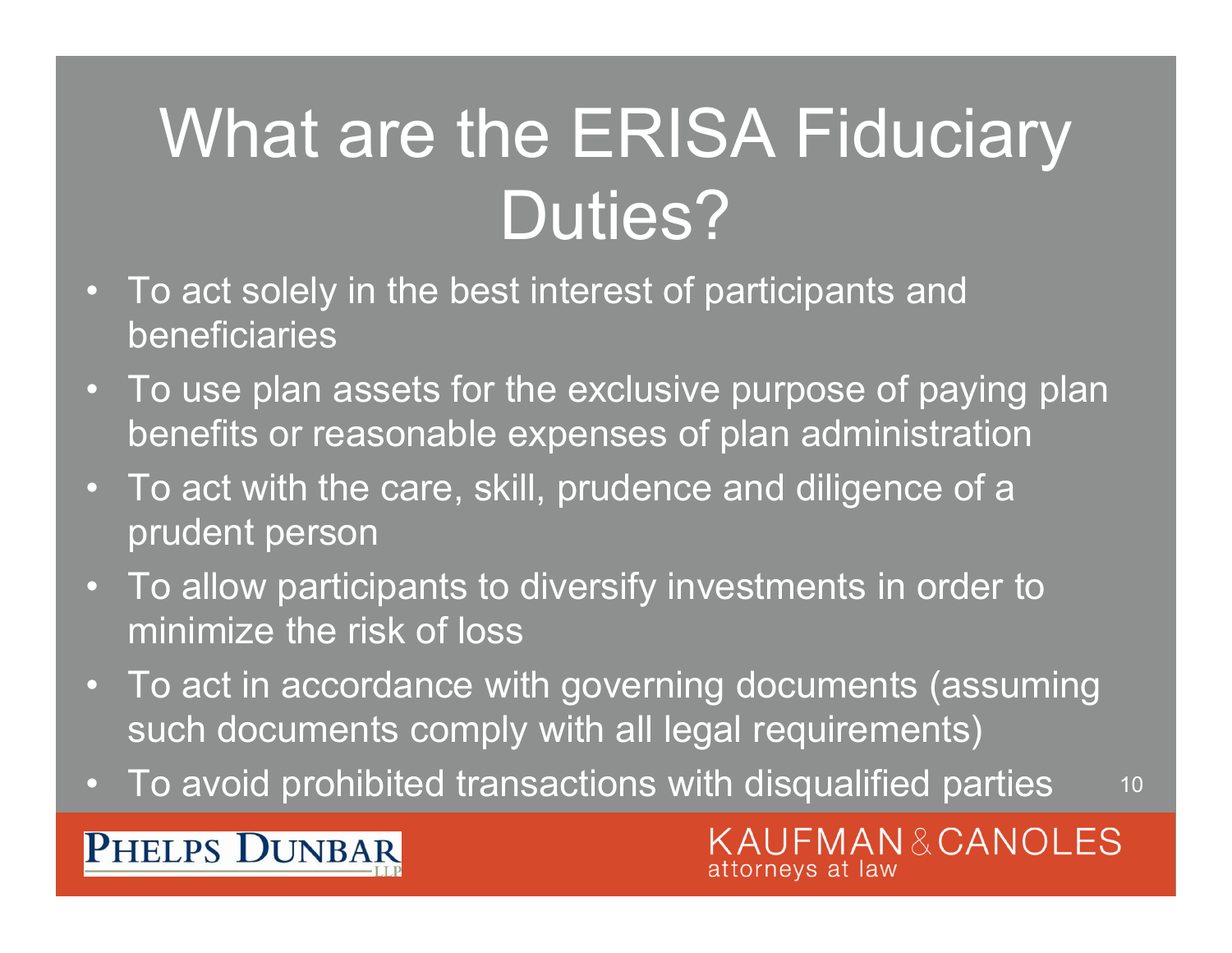# What are the ERISA Fiduciary Duties?

- To act solely in the best interest of participants and beneficiaries
- To use plan assets for the exclusive purpose of paying plan benefits or reasonable expenses of plan administration
- To act with the care, skill, prudence and diligence of a prudent person
- To allow participants to diversify investments in order to minimize the risk of loss
- To act in accordance with governing documents (assuming such documents comply with all legal requirements)
- To avoid prohibited transactions with disqualified parties

PHELPS DUNBAR LLP

KAUFMAN & CANOLES attorneys at law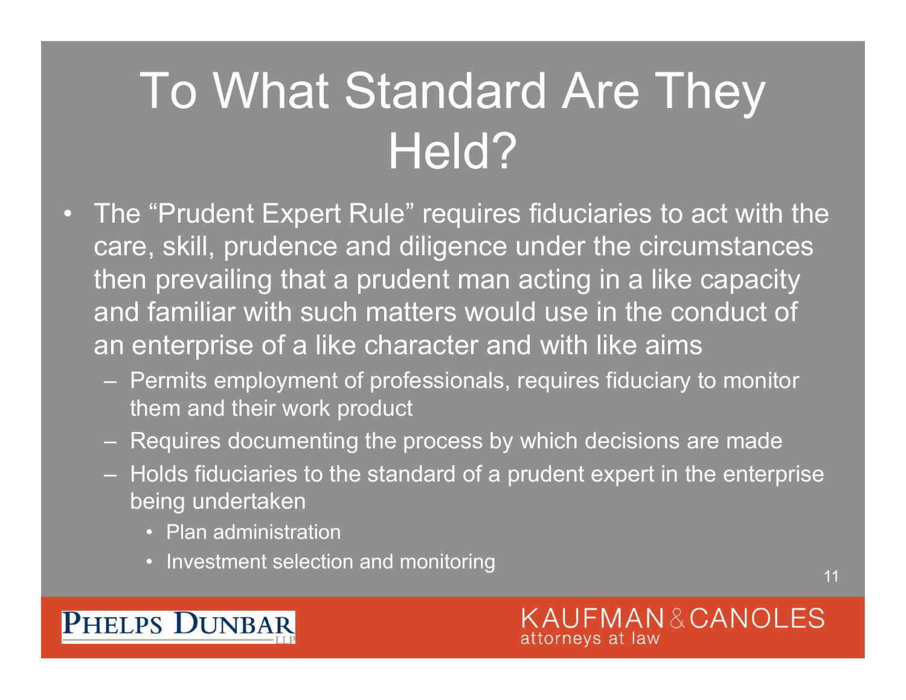# To What Standard Are They Held?

- The "Prudent Expert Rule" requires fiduciaries to act with the care, skill, prudence and diligence under the circumstances then prevailing that a prudent man acting in a like capacity and familiar with such matters would use in the conduct of an enterprise of a like character and with like aims
  - Permits employment of professionals, requires fiduciary to monitor them and their work product
  - Requires documenting the process by which decisions are made
  - Holds fiduciaries to the standard of a prudent expert in the enterprise being undertaken
    - Plan administration
    - Investment selection and monitoring

PHELPS DUNBAR LLP

KAUFMAN & CANOLES attorneys at law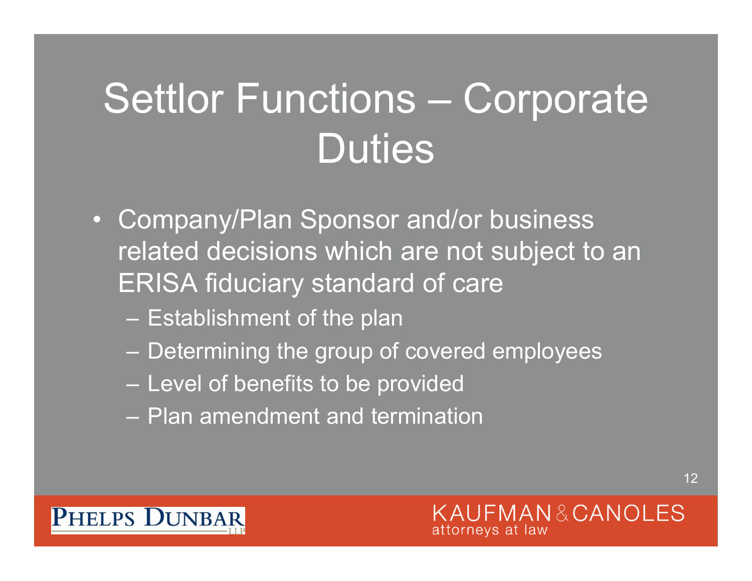# Settlor Functions – Corporate Duties

- Company/Plan Sponsor and/or business related decisions which are not subject to an ERISA fiduciary standard of care
  - Establishment of the plan
  - Determining the group of covered employees
  - Level of benefits to be provided
  - Plan amendment and termination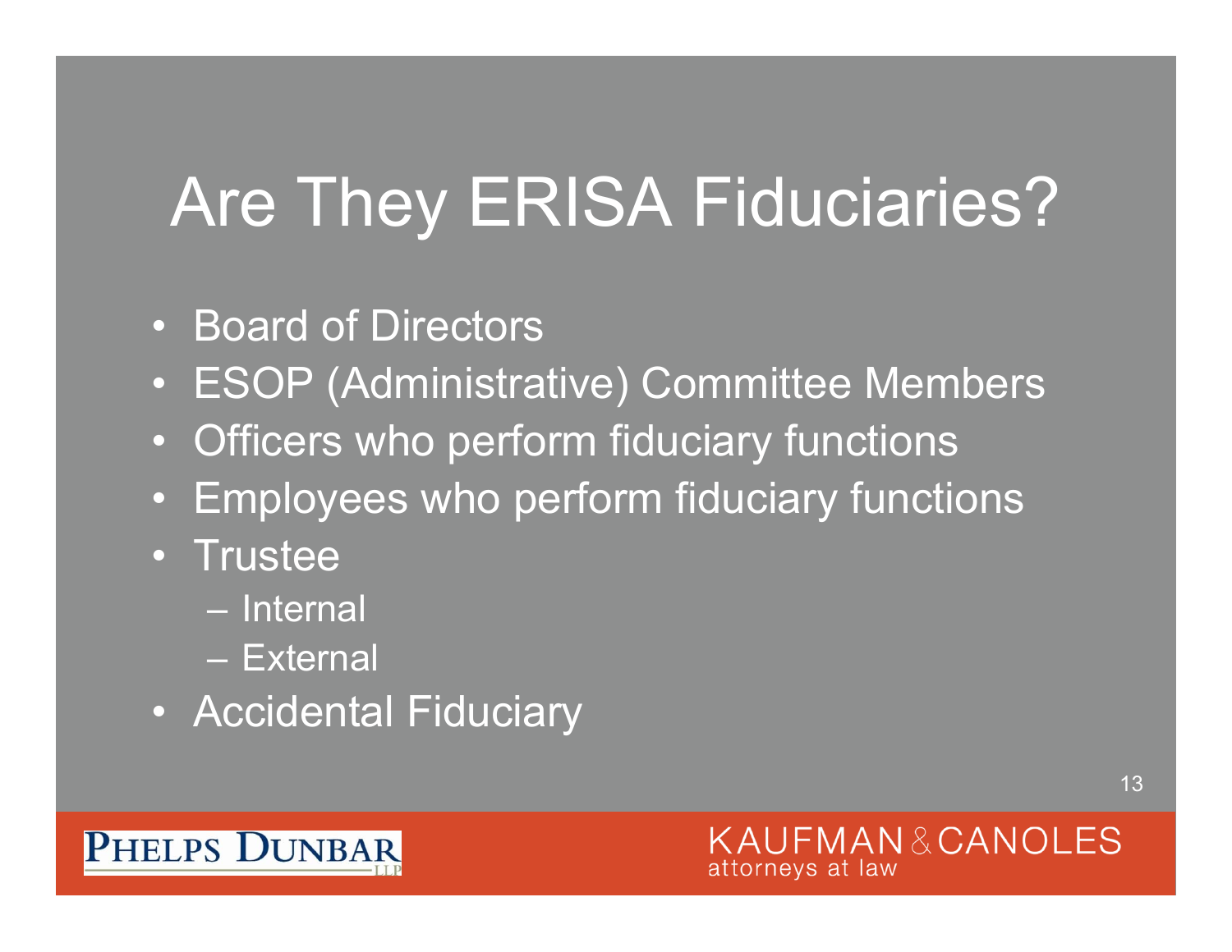# Are They ERISA Fiduciaries?

- Board of Directors
- ESOP (Administrative) Committee Members
- Officers who perform fiduciary functions
- Employees who perform fiduciary functions
- Trustee
  - Internal
  - External
- Accidental Fiduciary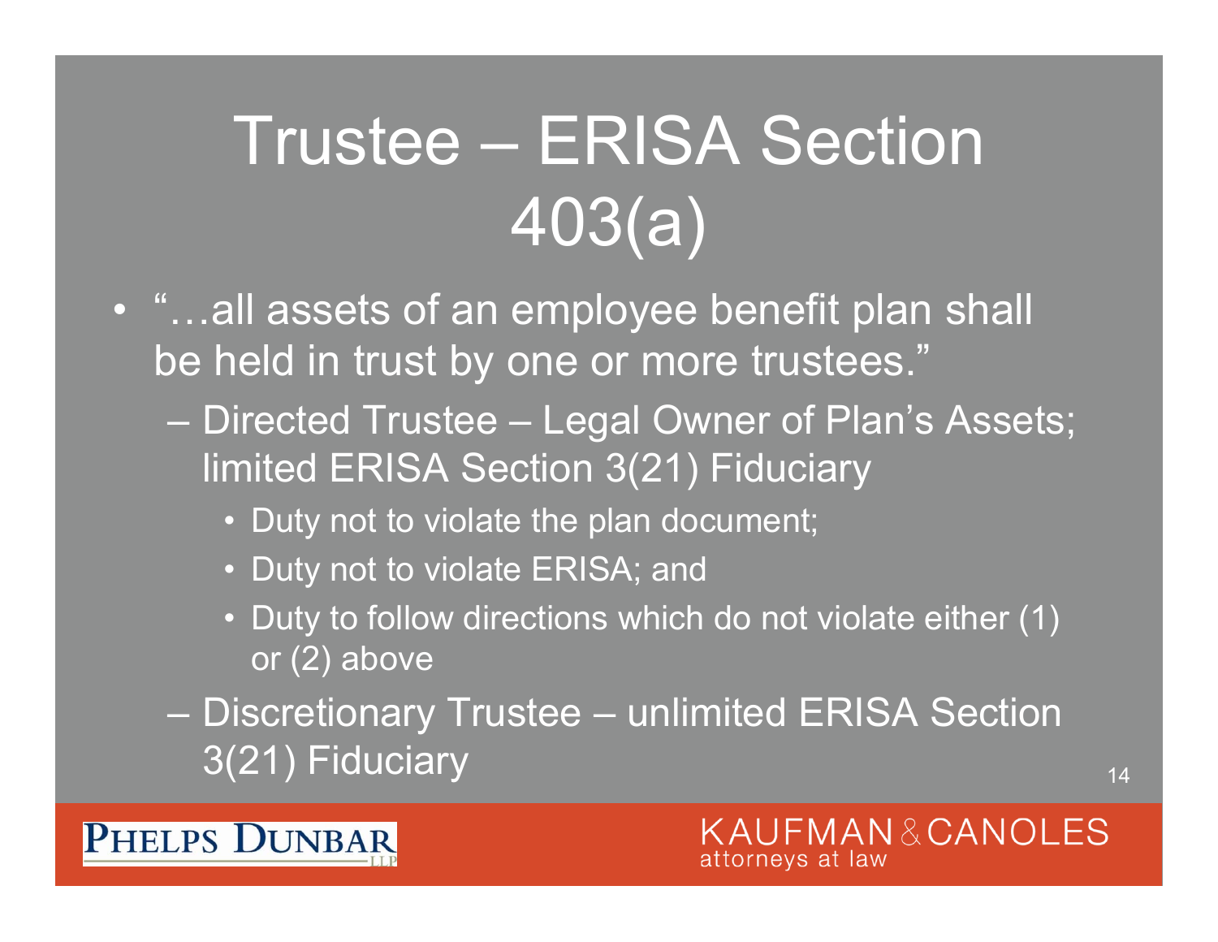# Trustee – ERISA Section 403(a)

- "…all assets of an employee benefit plan shall be held in trust by one or more trustees."
  - Directed Trustee – Legal Owner of Plan's Assets; limited ERISA Section 3(21) Fiduciary
    - Duty not to violate the plan document;
    - Duty not to violate ERISA; and
    - Duty to follow directions which do not violate either (1) or (2) above
  - Discretionary Trustee – unlimited ERISA Section 3(21) Fiduciary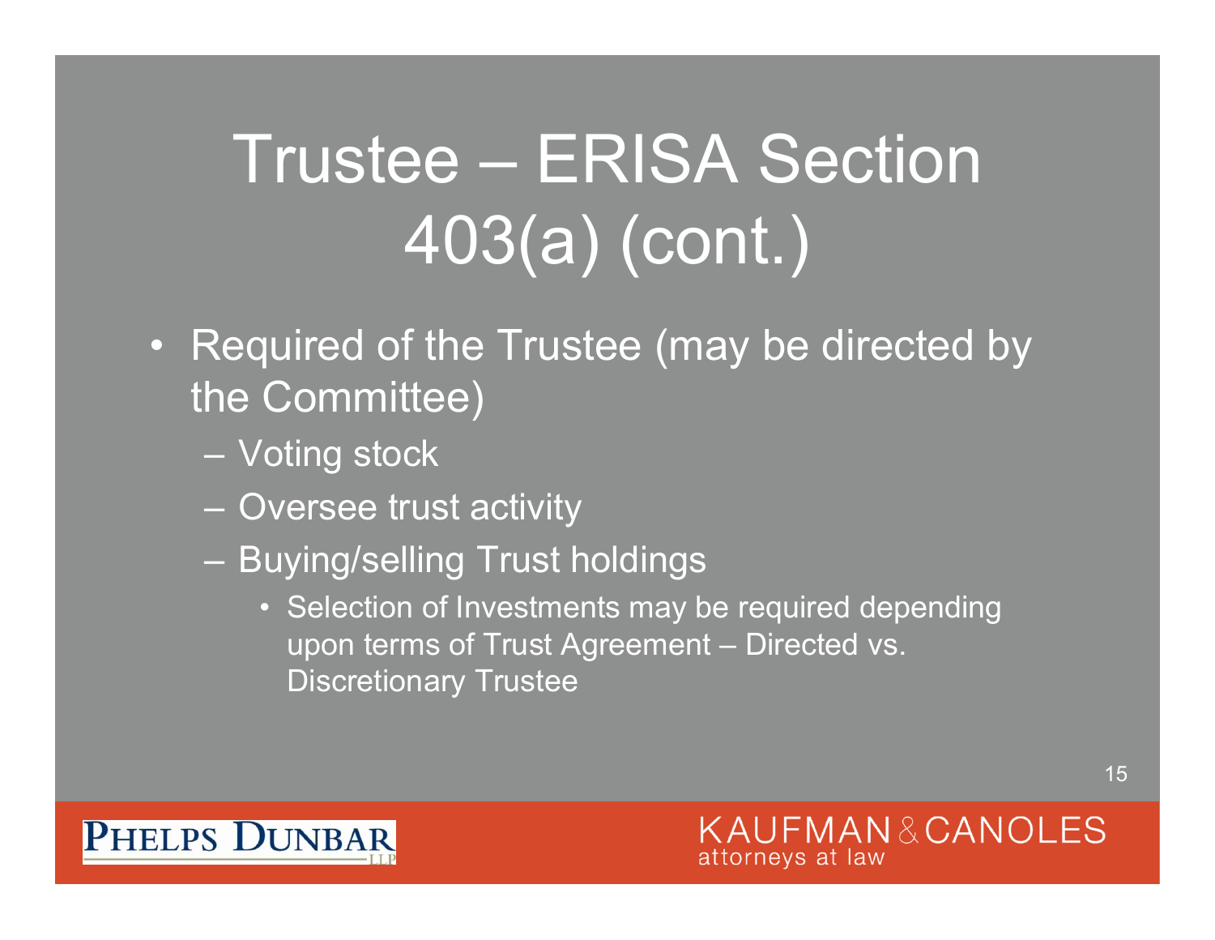# Trustee – ERISA Section 403(a) (cont.)

- Required of the Trustee (may be directed by the Committee)
  - Voting stock
  - Oversee trust activity
  - Buying/selling Trust holdings
    - Selection of Investments may be required depending upon terms of Trust Agreement – Directed vs. Discretionary Trustee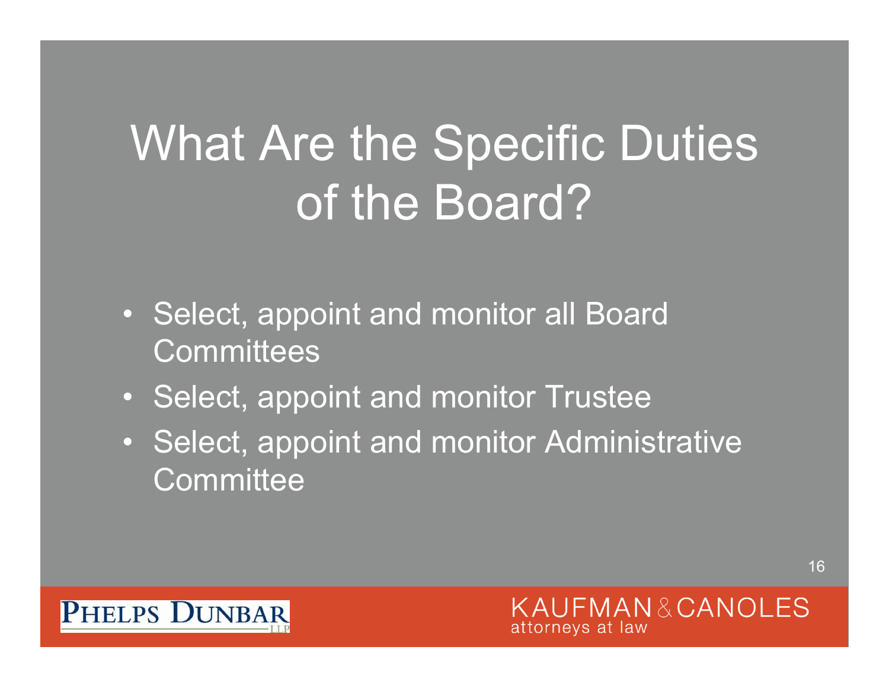# What Are the Specific Duties of the Board?

- Select, appoint and monitor all Board Committees
- Select, appoint and monitor Trustee
- Select, appoint and monitor Administrative Committee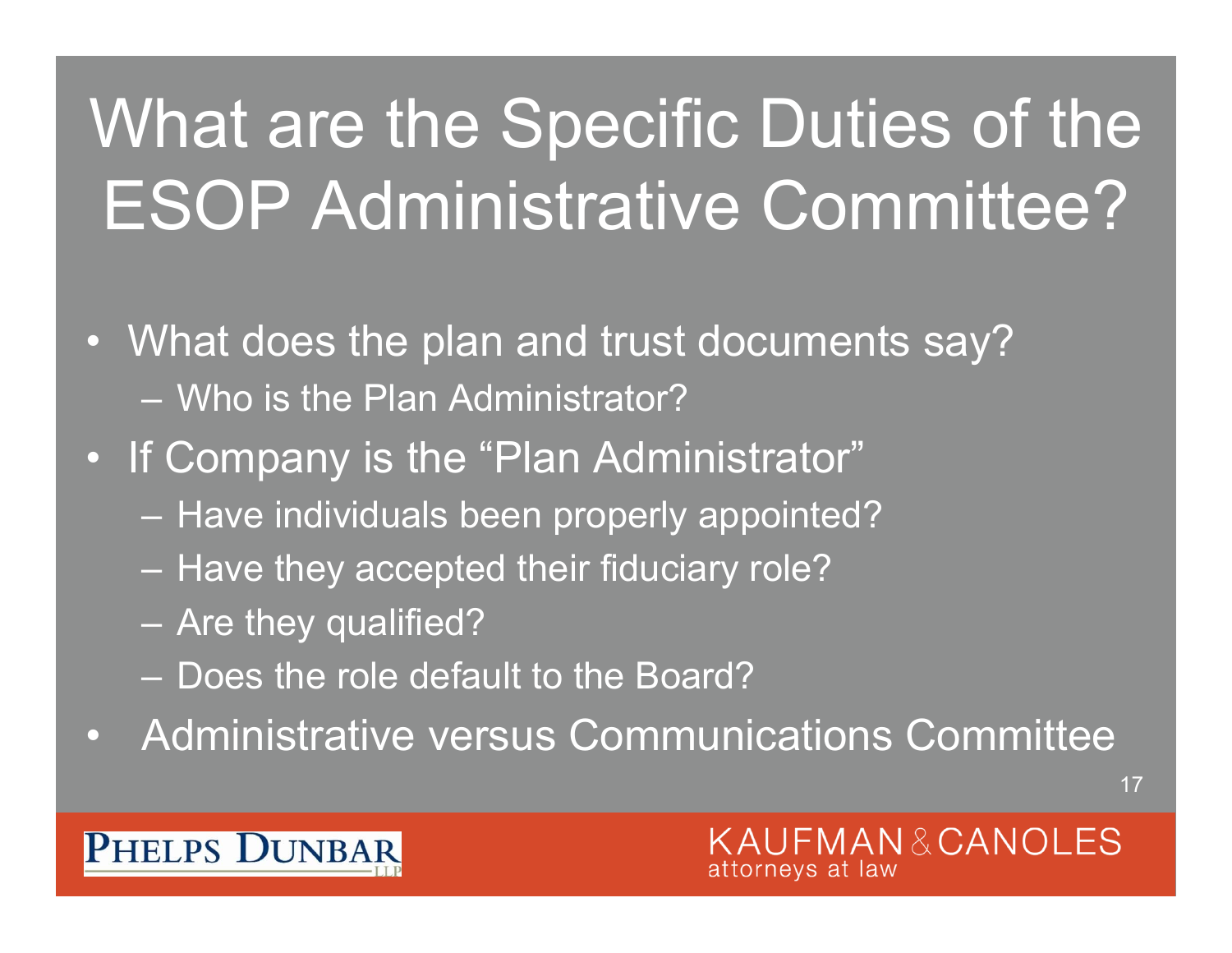# What are the Specific Duties of the ESOP Administrative Committee?

- What does the plan and trust documents say?
  - Who is the Plan Administrator?
- If Company is the "Plan Administrator"
  - Have individuals been properly appointed?
  - Have they accepted their fiduciary role?
  - Are they qualified?
  - Does the role default to the Board?
- Administrative versus Communications Committee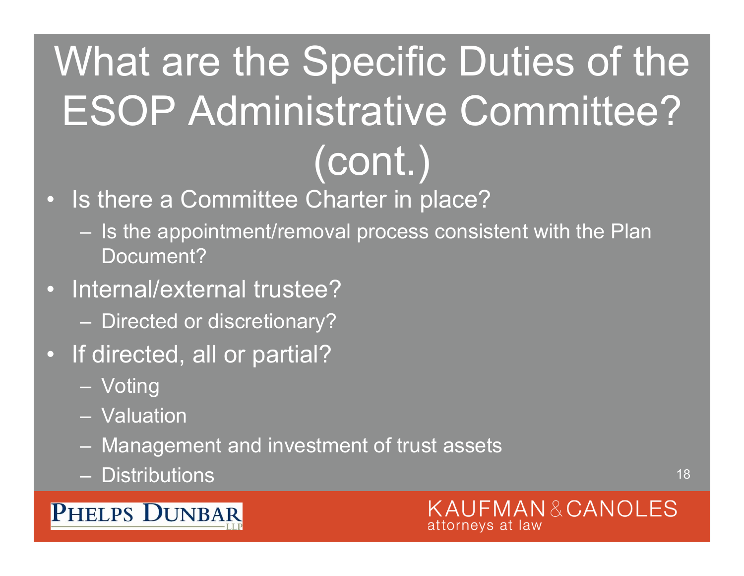# What are the Specific Duties of the ESOP Administrative Committee? (cont.)

- Is there a Committee Charter in place?
  - Is the appointment/removal process consistent with the Plan Document?
- Internal/external trustee?
  - Directed or discretionary?
- If directed, all or partial?
  - Voting
  - Valuation
  - Management and investment of trust assets
  - Distributions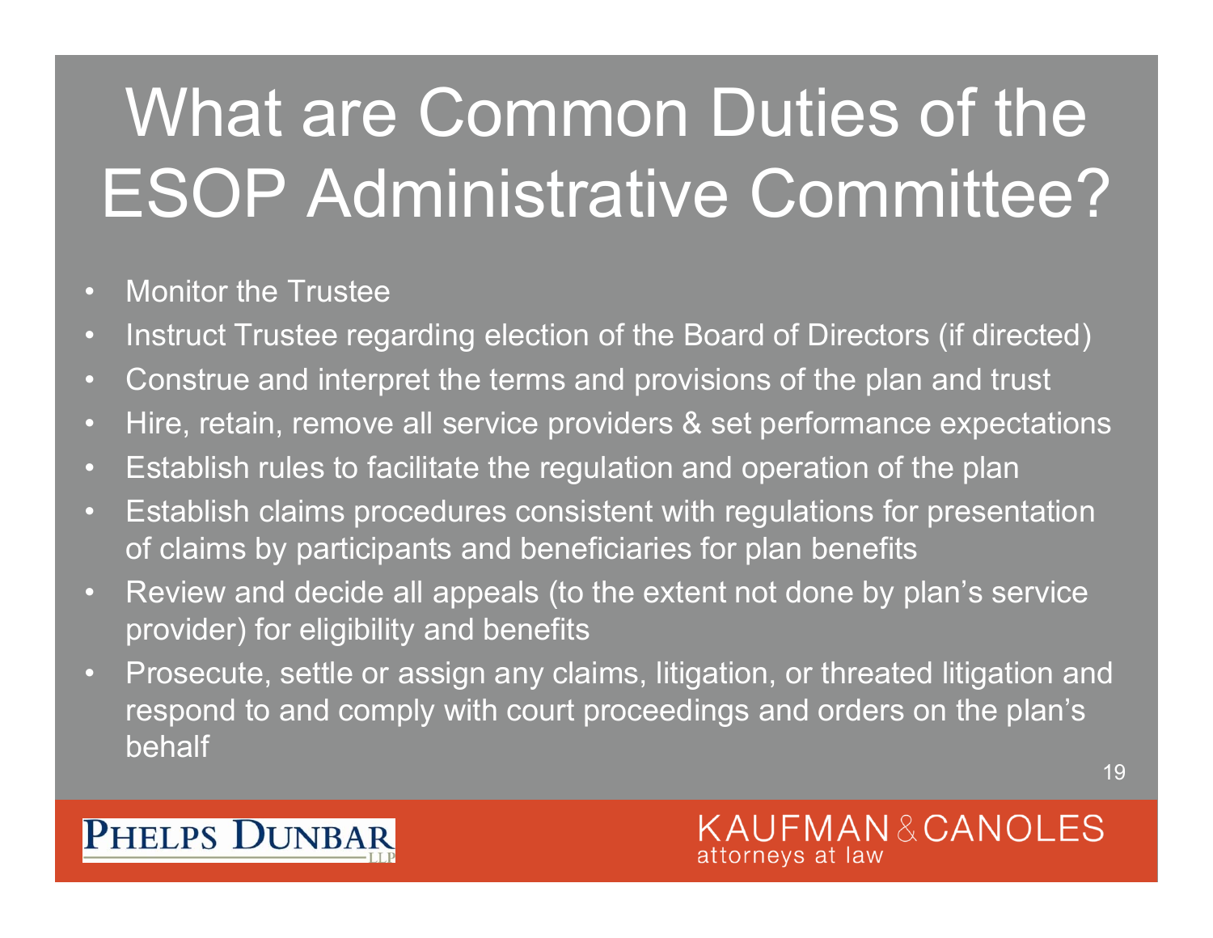# What are Common Duties of the ESOP Administrative Committee?

- Monitor the Trustee
- Instruct Trustee regarding election of the Board of Directors (if directed)
- Construe and interpret the terms and provisions of the plan and trust
- Hire, retain, remove all service providers & set performance expectations
- Establish rules to facilitate the regulation and operation of the plan
- Establish claims procedures consistent with regulations for presentation of claims by participants and beneficiaries for plan benefits
- Review and decide all appeals (to the extent not done by plan's service provider) for eligibility and benefits
- Prosecute, settle or assign any claims, litigation, or threated litigation and respond to and comply with court proceedings and orders on the plan's behalf

PHELPS DUNBAR LLP

KAUFMAN & CANOLES attorneys at law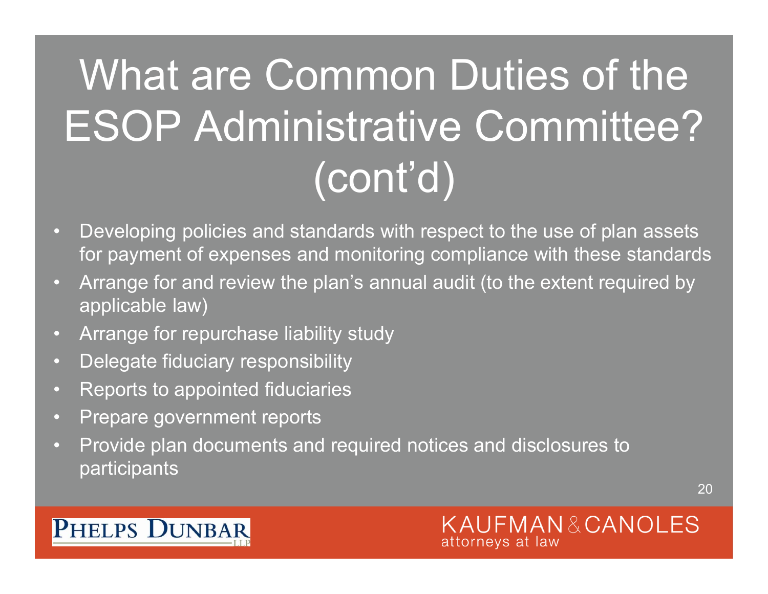# What are Common Duties of the ESOP Administrative Committee? (cont'd)

- Developing policies and standards with respect to the use of plan assets for payment of expenses and monitoring compliance with these standards
- Arrange for and review the plan's annual audit (to the extent required by applicable law)
- Arrange for repurchase liability study
- Delegate fiduciary responsibility
- Reports to appointed fiduciaries
- Prepare government reports
- Provide plan documents and required notices and disclosures to participants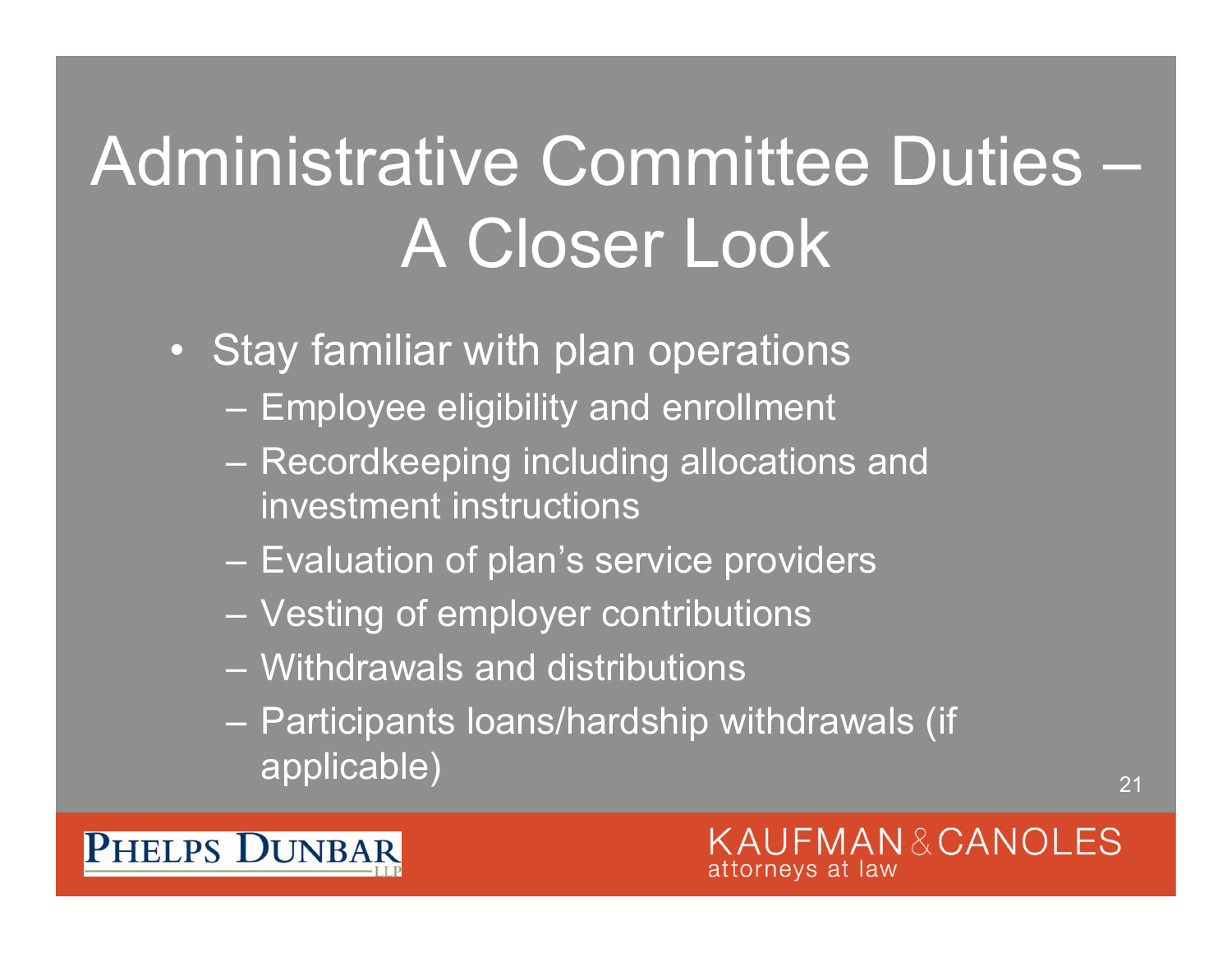# Administrative Committee Duties – A Closer Look

- Stay familiar with plan operations
  - Employee eligibility and enrollment
  - Recordkeeping including allocations and investment instructions
  - Evaluation of plan's service providers
  - Vesting of employer contributions
  - Withdrawals and distributions
  - Participants loans/hardship withdrawals (if applicable)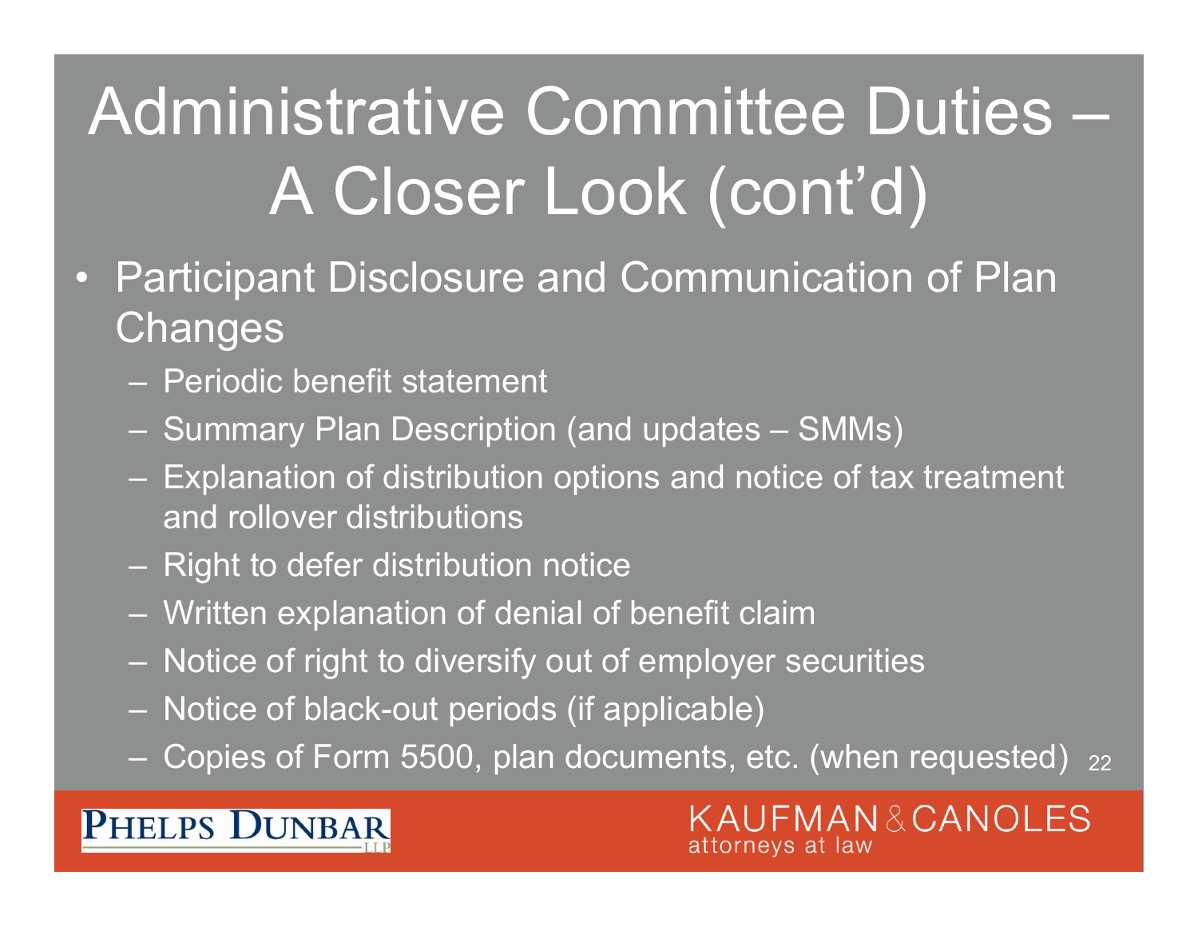# Administrative Committee Duties – A Closer Look (cont'd)

- Participant Disclosure and Communication of Plan Changes
  - Periodic benefit statement
  - Summary Plan Description (and updates – SMMs)
  - Explanation of distribution options and notice of tax treatment and rollover distributions
  - Right to defer distribution notice
  - Written explanation of denial of benefit claim
  - Notice of right to diversify out of employer securities
  - Notice of black-out periods (if applicable)
  - Copies of Form 5500, plan documents, etc. (when requested)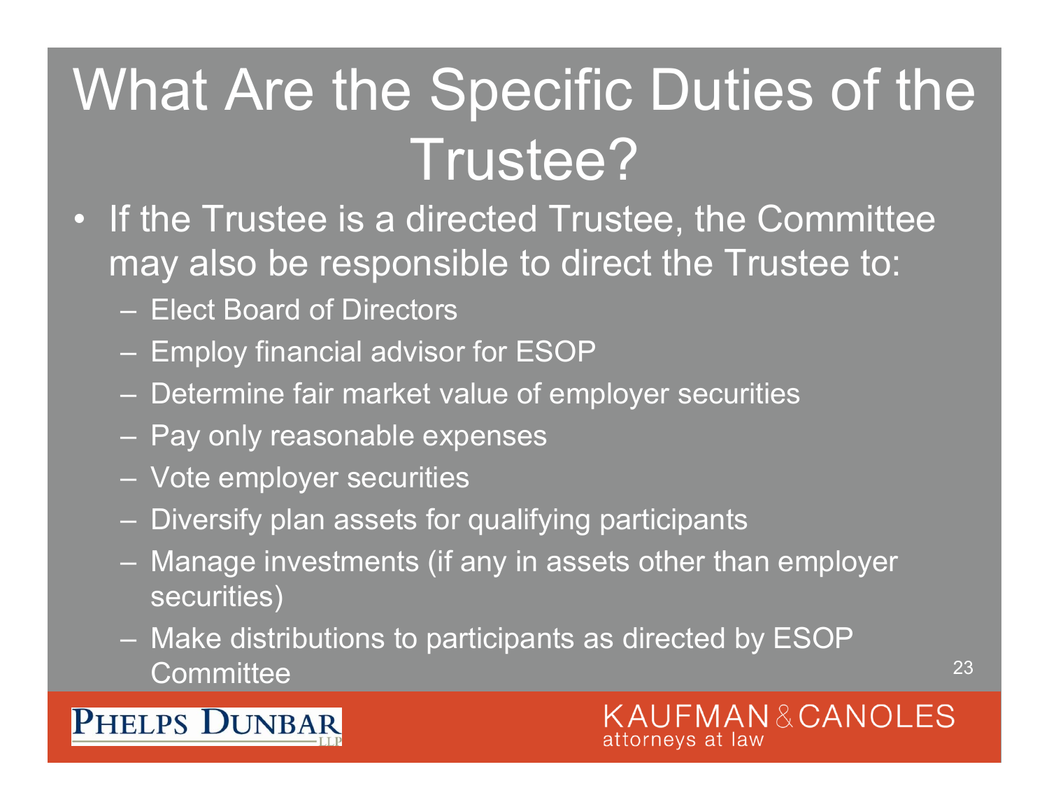# What Are the Specific Duties of the Trustee?

- If the Trustee is a directed Trustee, the Committee may also be responsible to direct the Trustee to:
  - Elect Board of Directors
  - Employ financial advisor for ESOP
  - Determine fair market value of employer securities
  - Pay only reasonable expenses
  - Vote employer securities
  - Diversify plan assets for qualifying participants
  - Manage investments (if any in assets other than employer securities)
  - Make distributions to participants as directed by ESOP Committee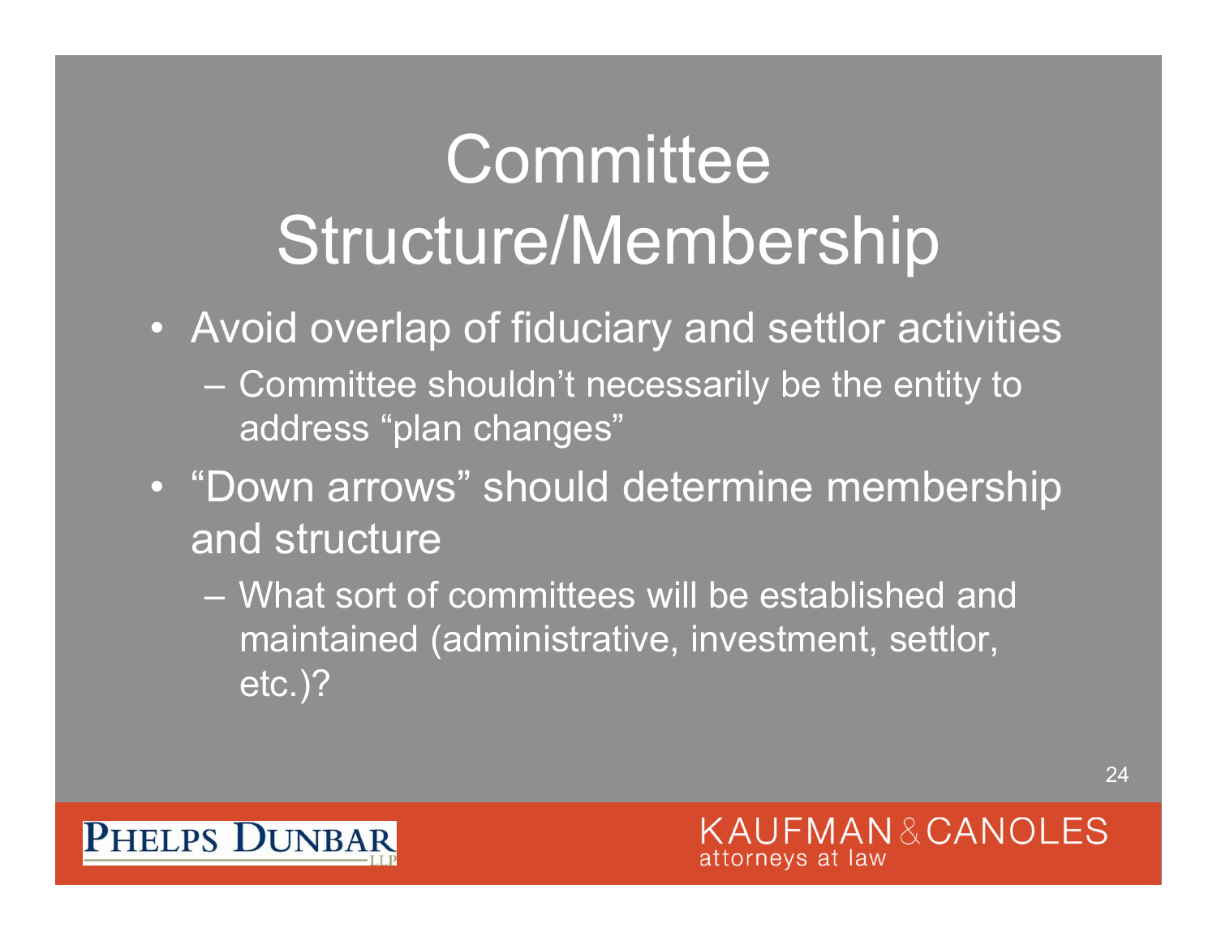# Committee Structure/Membership

- Avoid overlap of fiduciary and settlor activities
  - Committee shouldn't necessarily be the entity to address "plan changes"
- "Down arrows" should determine membership and structure
  - What sort of committees will be established and maintained (administrative, investment, settlor, etc.)?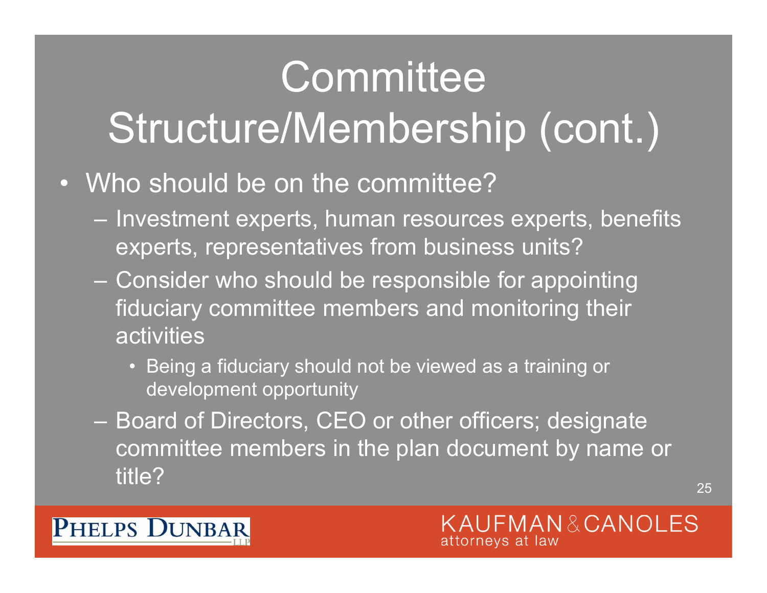# Committee Structure/Membership (cont.)

- Who should be on the committee?
  - Investment experts, human resources experts, benefits experts, representatives from business units?
  - Consider who should be responsible for appointing fiduciary committee members and monitoring their activities
    - Being a fiduciary should not be viewed as a training or development opportunity
  - Board of Directors, CEO or other officers; designate committee members in the plan document by name or title?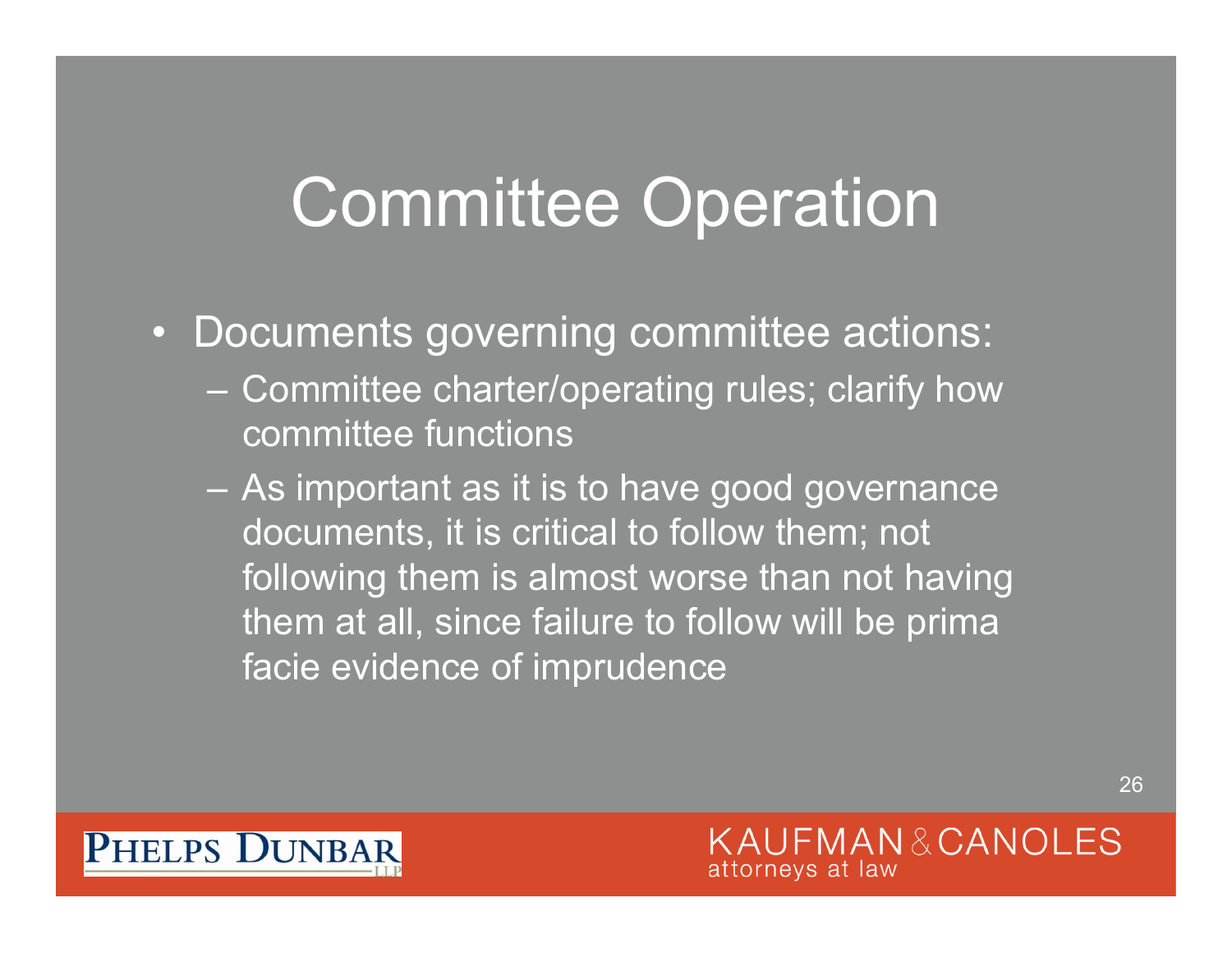# Committee Operation

- Documents governing committee actions:
  - Committee charter/operating rules; clarify how committee functions
  - As important as it is to have good governance documents, it is critical to follow them; not following them is almost worse than not having them at all, since failure to follow will be prima facie evidence of imprudence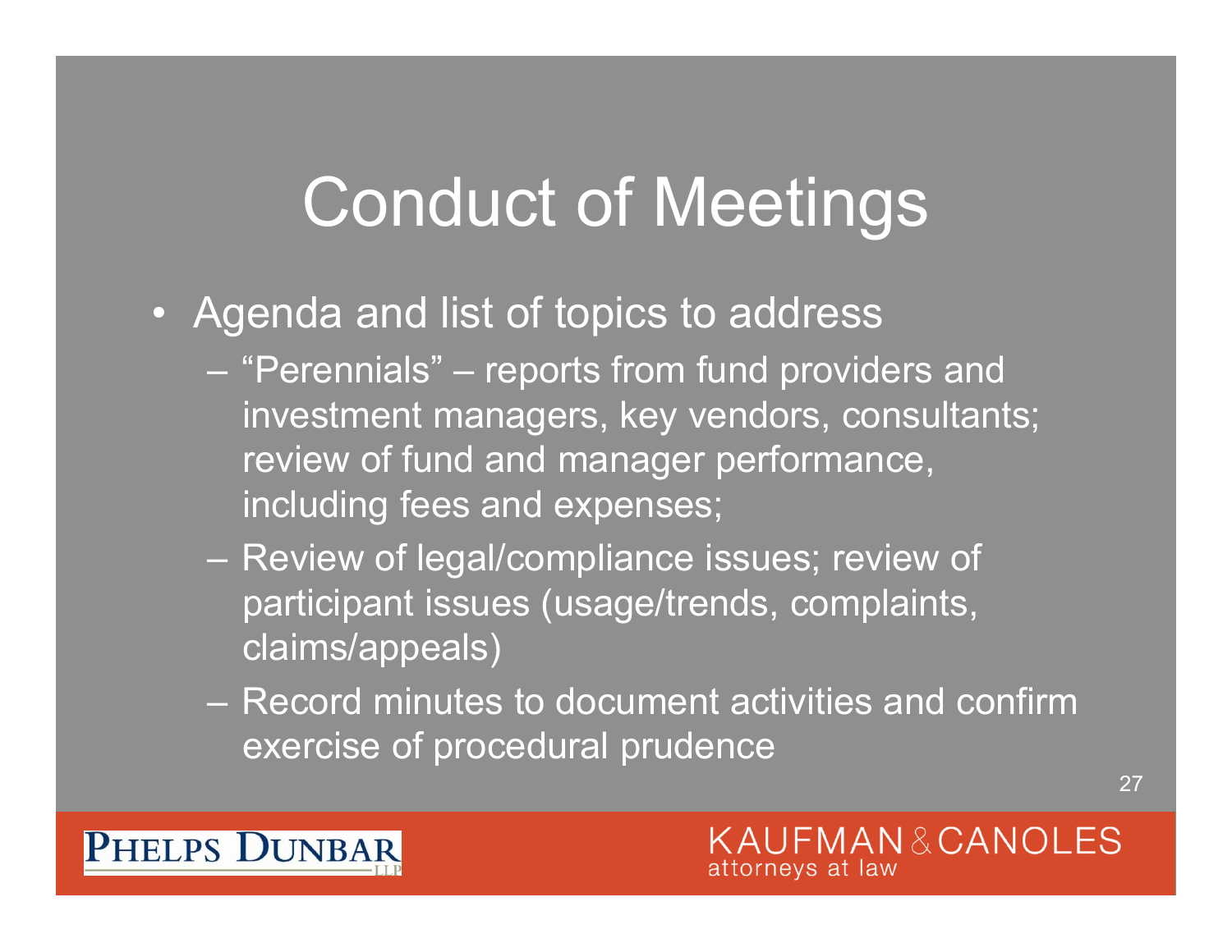# Conduct of Meetings

- Agenda and list of topics to address
  - "Perennials" – reports from fund providers and investment managers, key vendors, consultants; review of fund and manager performance, including fees and expenses;
  - Review of legal/compliance issues; review of participant issues (usage/trends, complaints, claims/appeals)
  - Record minutes to document activities and confirm exercise of procedural prudence

PHELPS DUNBAR LLP

KAUFMAN & CANOLES attorneys at law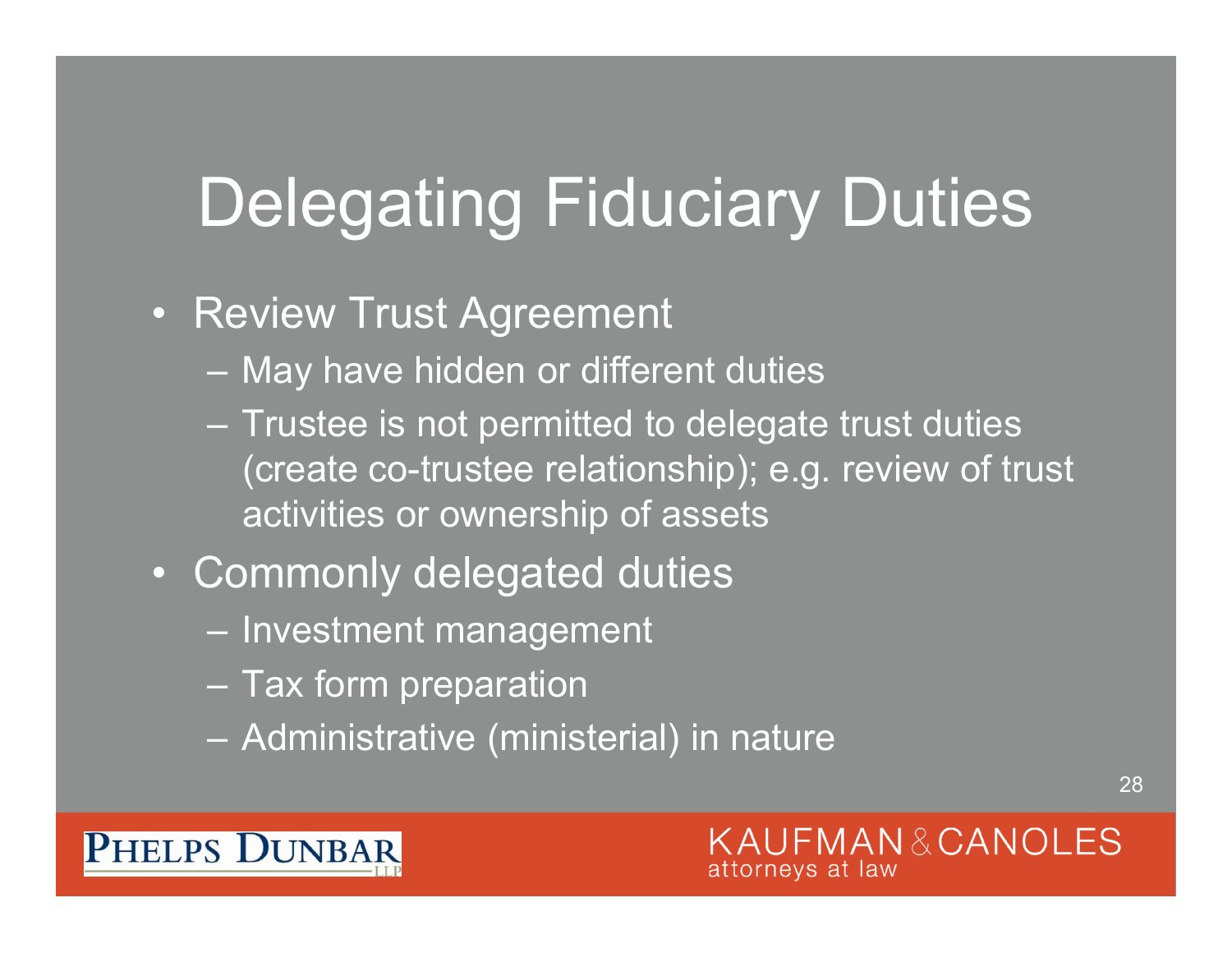# Delegating Fiduciary Duties

- Review Trust Agreement
  - May have hidden or different duties
  - Trustee is not permitted to delegate trust duties (create co-trustee relationship); e.g. review of trust activities or ownership of assets
- Commonly delegated duties
  - Investment management
  - Tax form preparation
  - Administrative (ministerial) in nature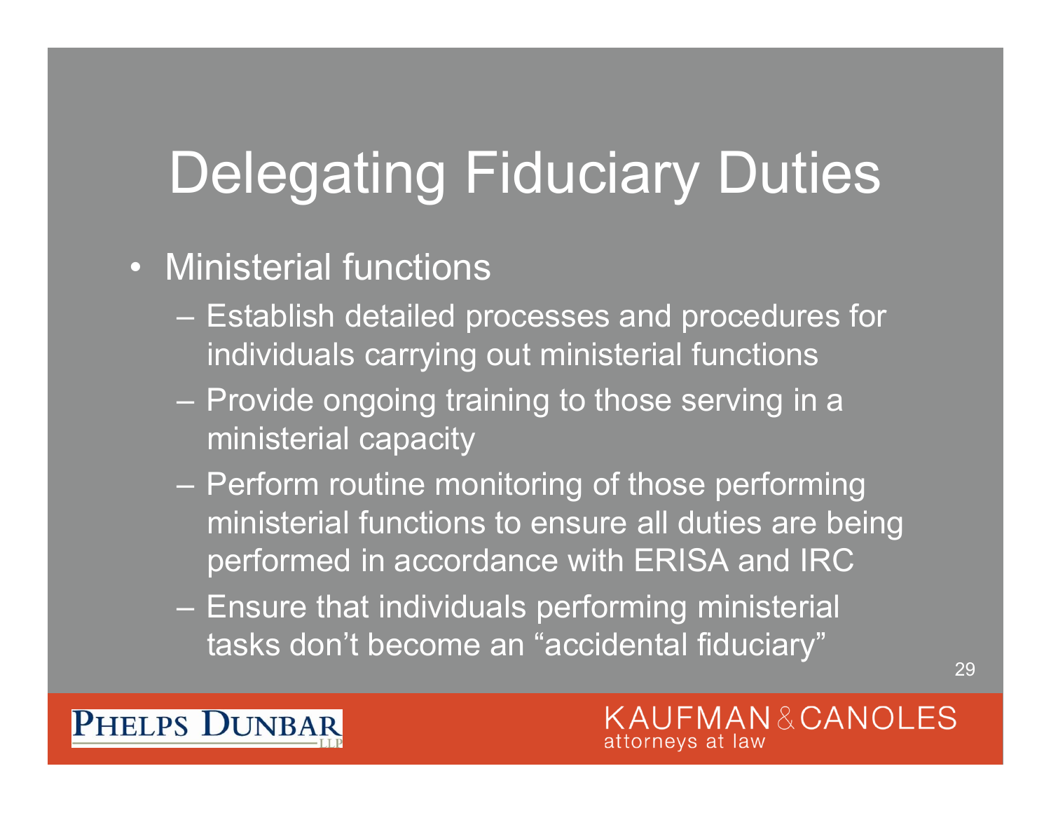# Delegating Fiduciary Duties

- Ministerial functions
  - Establish detailed processes and procedures for individuals carrying out ministerial functions
  - Provide ongoing training to those serving in a ministerial capacity
  - Perform routine monitoring of those performing ministerial functions to ensure all duties are being performed in accordance with ERISA and IRC
  - Ensure that individuals performing ministerial tasks don't become an "accidental fiduciary"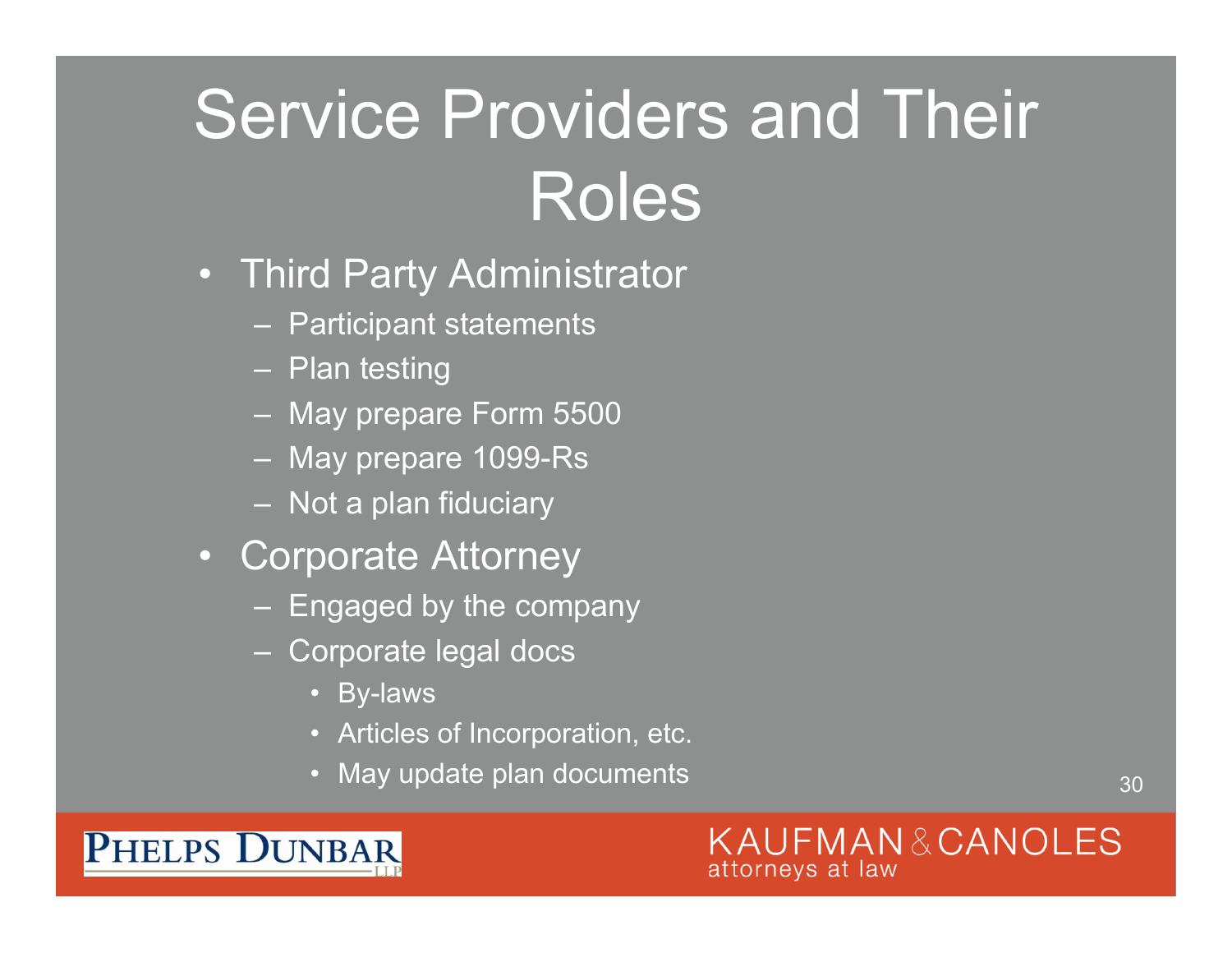# Service Providers and Their Roles

- Third Party Administrator
  - Participant statements
  - Plan testing
  - May prepare Form 5500
  - May prepare 1099-Rs
  - Not a plan fiduciary
- Corporate Attorney
  - Engaged by the company
  - Corporate legal docs
    - By-laws
    - Articles of Incorporation, etc.
    - May update plan documents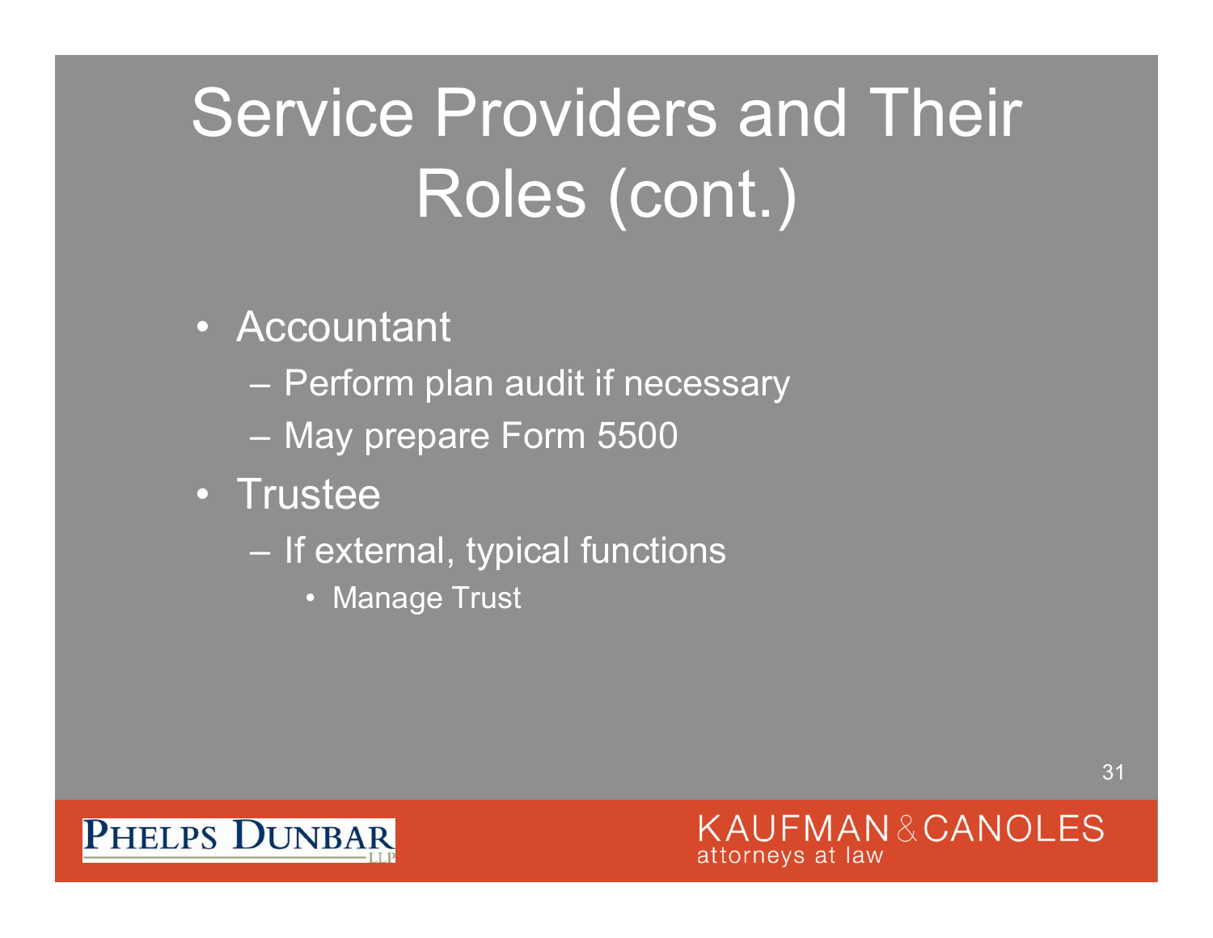# Service Providers and Their Roles (cont.)

- Accountant
  - Perform plan audit if necessary
  - May prepare Form 5500
- Trustee
  - If external, typical functions
    - Manage Trust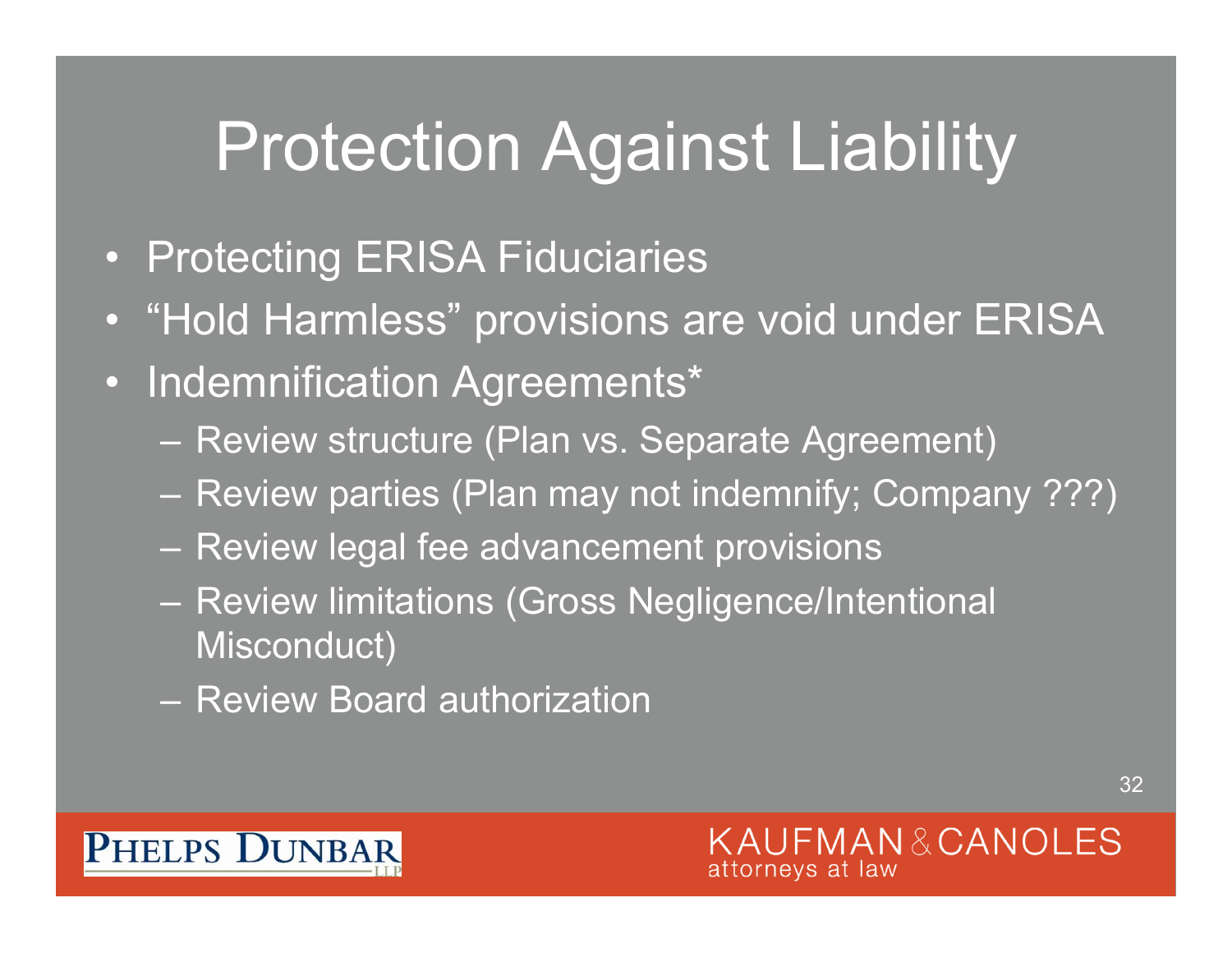# Protection Against Liability

- Protecting ERISA Fiduciaries
- "Hold Harmless" provisions are void under ERISA
- Indemnification Agreements*
  - Review structure (Plan vs. Separate Agreement)
  - Review parties (Plan may not indemnify; Company ???)
  - Review legal fee advancement provisions
  - Review limitations (Gross Negligence/Intentional Misconduct)
  - Review Board authorization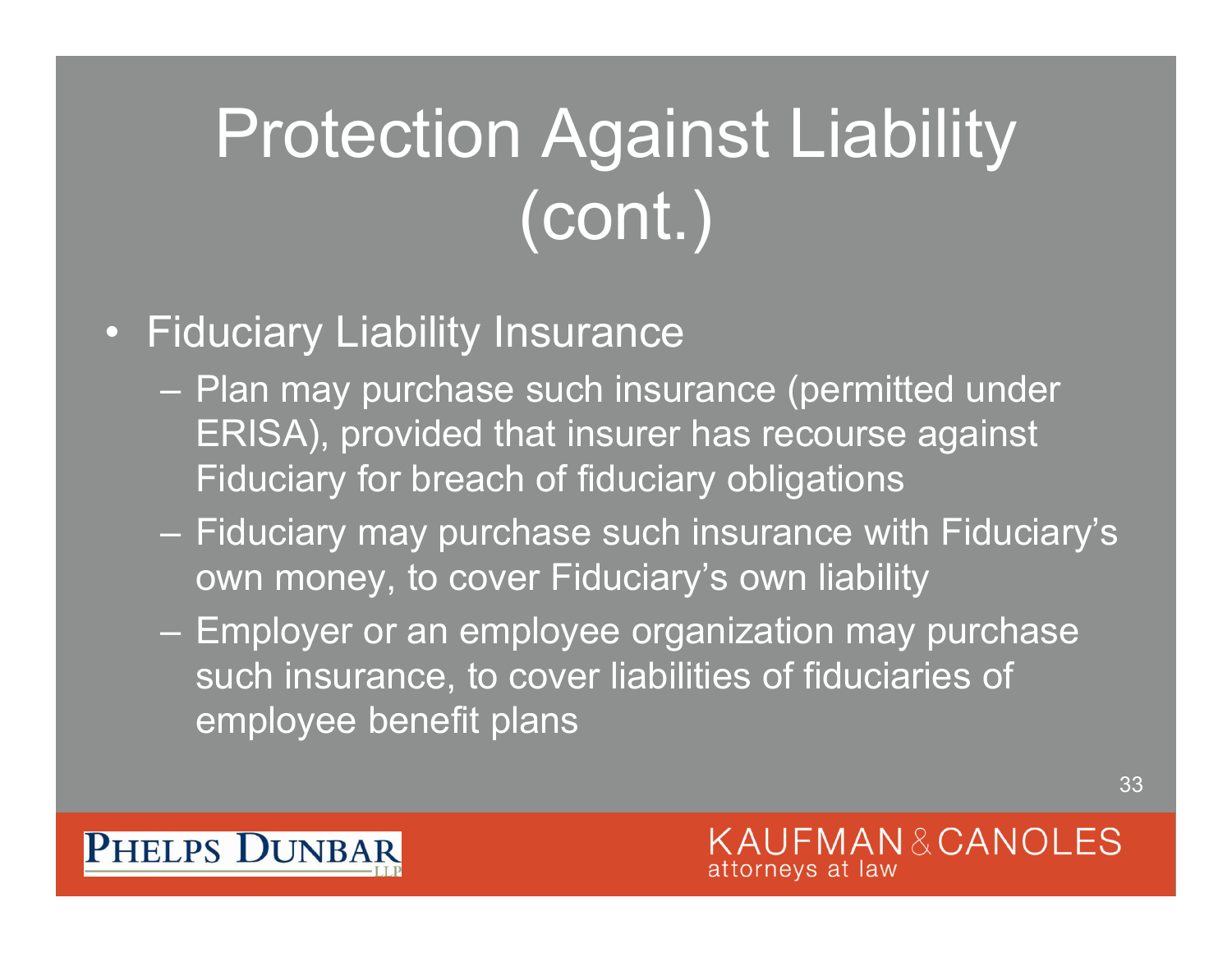# Protection Against Liability (cont.)

- Fiduciary Liability Insurance
  - Plan may purchase such insurance (permitted under ERISA), provided that insurer has recourse against Fiduciary for breach of fiduciary obligations
  - Fiduciary may purchase such insurance with Fiduciary's own money, to cover Fiduciary's own liability
  - Employer or an employee organization may purchase such insurance, to cover liabilities of fiduciaries of employee benefit plans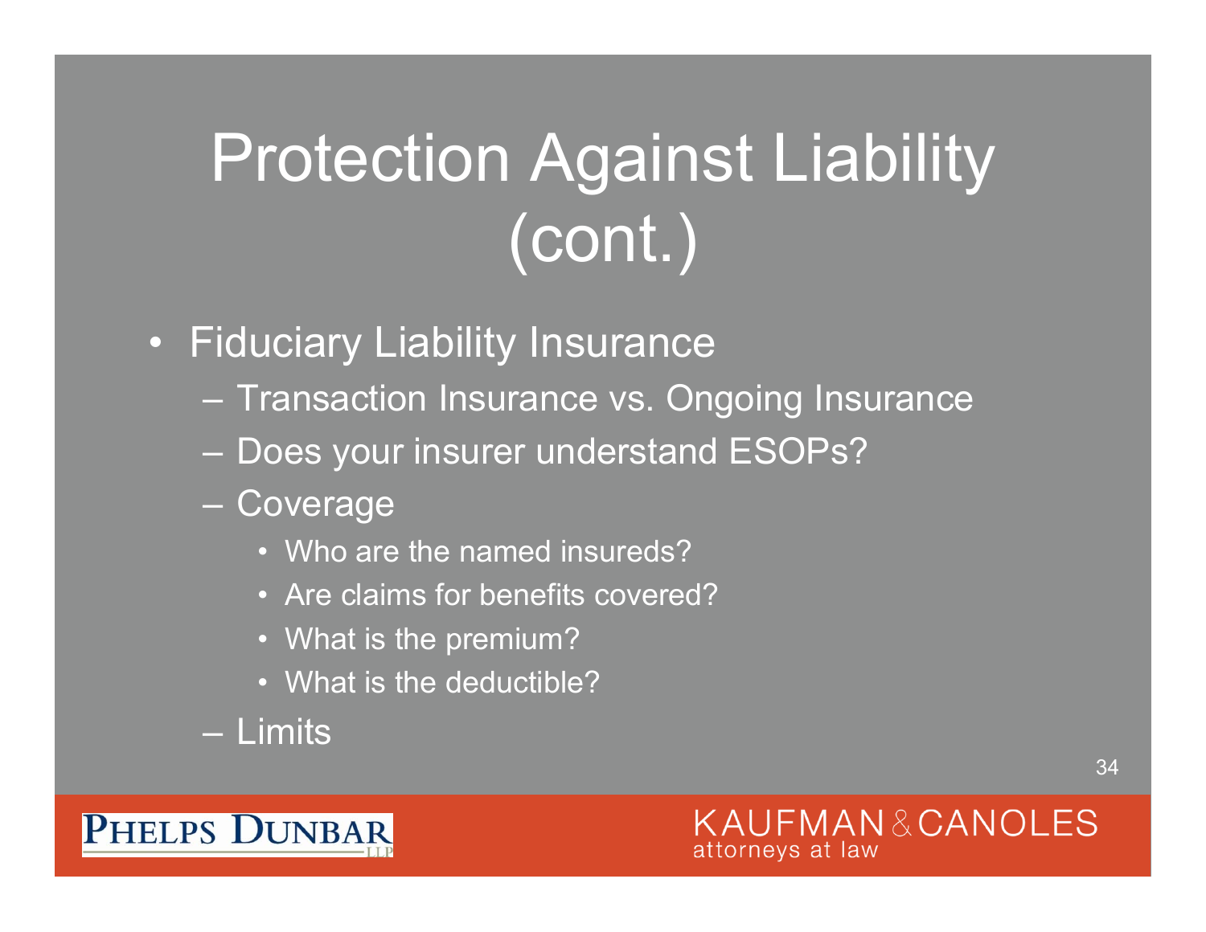# Protection Against Liability (cont.)

- Fiduciary Liability Insurance
  - Transaction Insurance vs. Ongoing Insurance
  - Does your insurer understand ESOPs?
  - Coverage
    - Who are the named insureds?
    - Are claims for benefits covered?
    - What is the premium?
    - What is the deductible?
  - Limits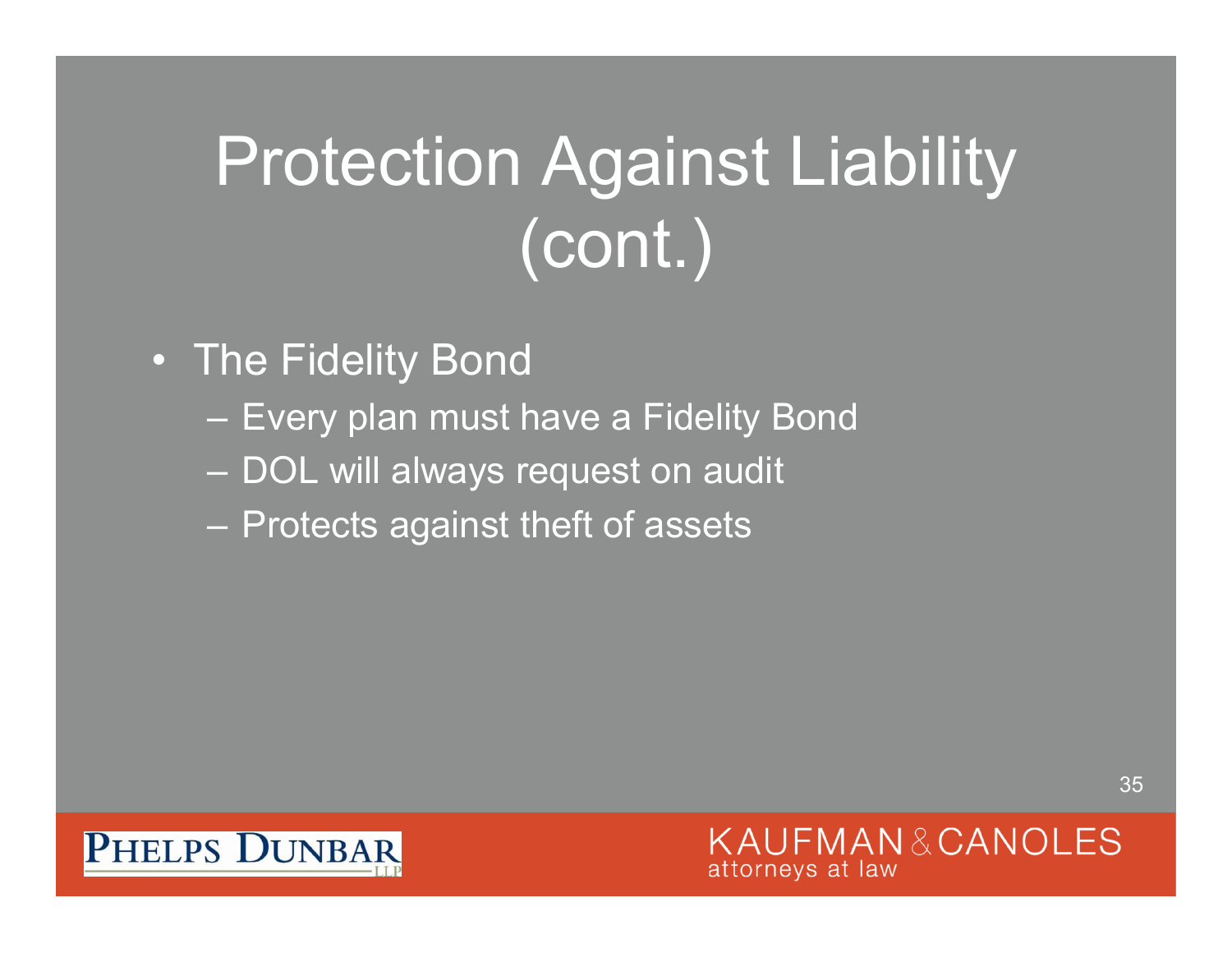# Protection Against Liability (cont.)

- The Fidelity Bond
  - Every plan must have a Fidelity Bond
  - DOL will always request on audit
  - Protects against theft of assets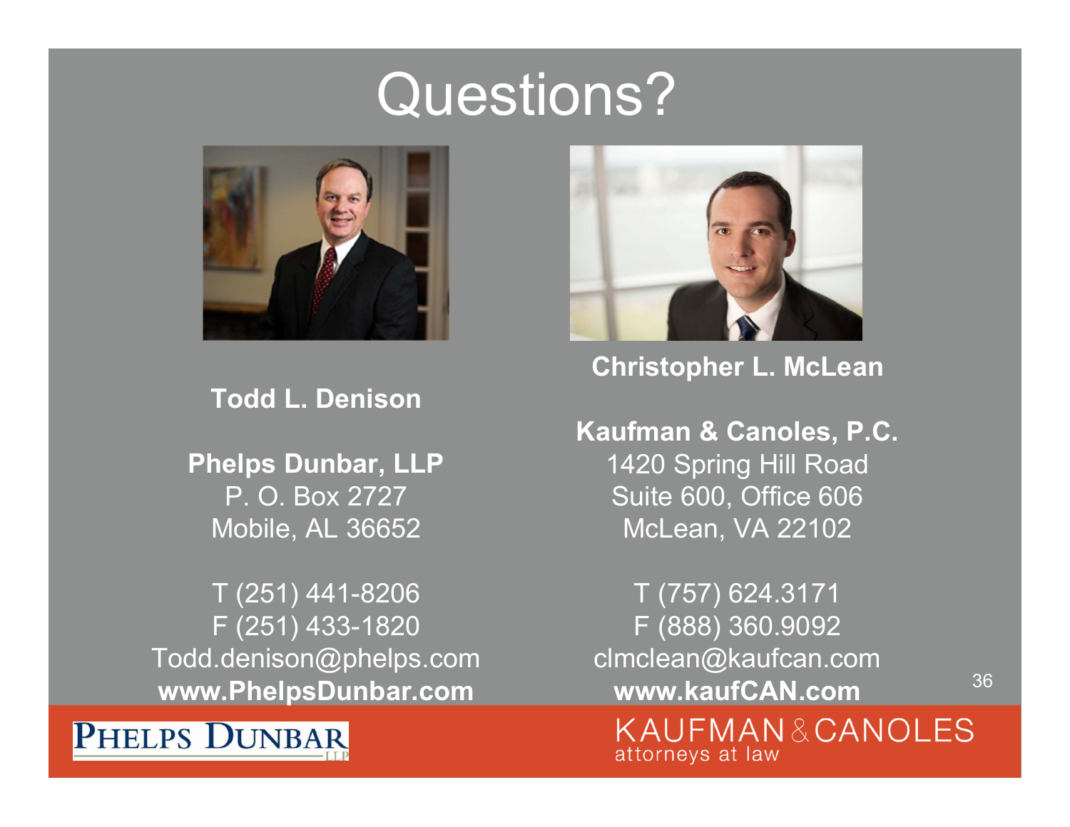# Questions?

**Todd L. Denison**

**Phelps Dunbar, LLP**
P. O. Box 2727
Mobile, AL 36652

T (251) 441-8206
F (251) 433-1820
Todd.denison@phelps.com
**www.PhelpsDunbar.com**

**Christopher L. McLean**

**Kaufman & Canoles, P.C.**
1420 Spring Hill Road
Suite 600, Office 606
McLean, VA 22102

T (757) 624.3171
F (888) 360.9092
clmclean@kaufcan.com
**www.kaufCAN.com**

PHELPS DUNBAR LLP

KAUFMAN & CANOLES
attorneys at law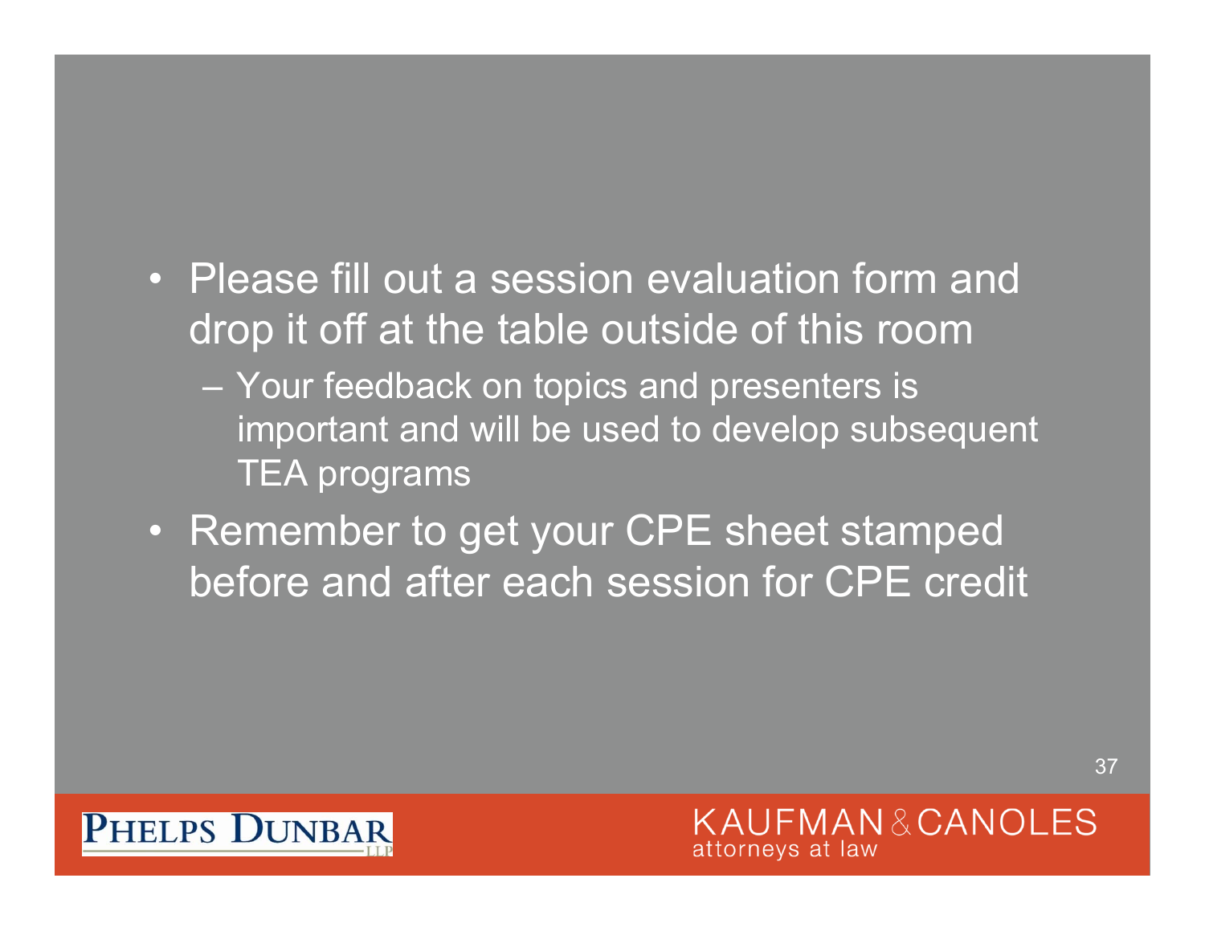- Please fill out a session evaluation form and drop it off at the table outside of this room
  - Your feedback on topics and presenters is important and will be used to develop subsequent TEA programs
- Remember to get your CPE sheet stamped before and after each session for CPE credit

PHELPS DUNBAR LLP

KAUFMAN & CANOLES
attorneys at law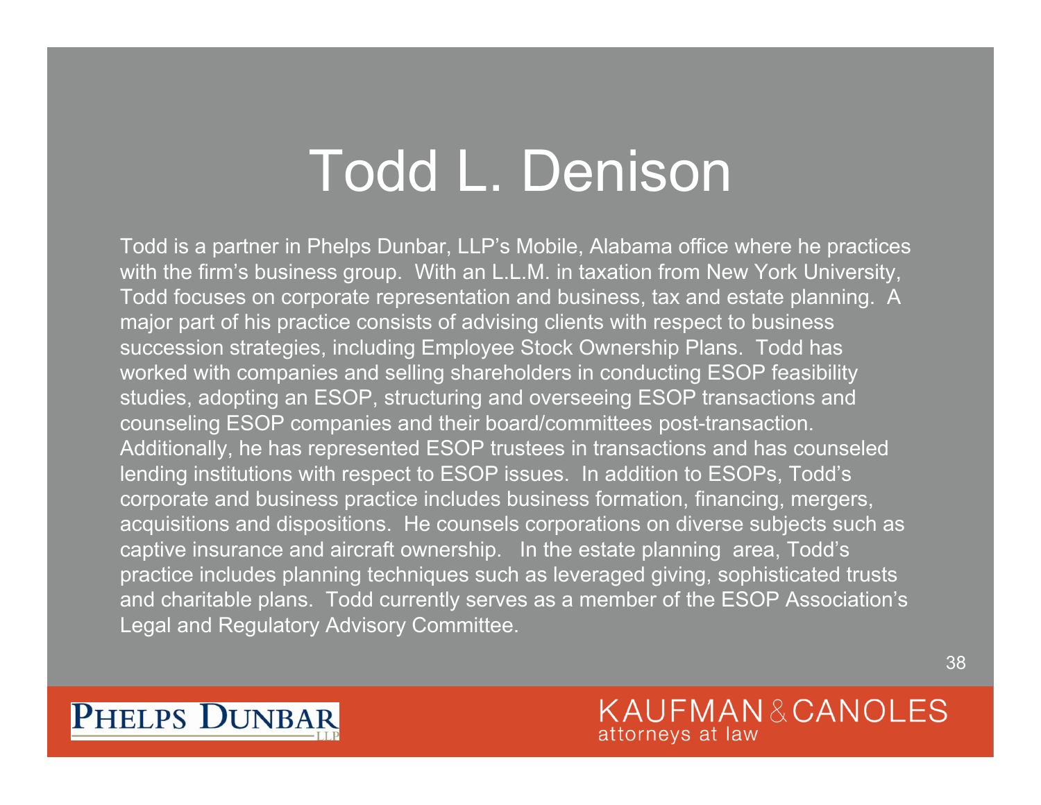# Todd L. Denison

Todd is a partner in Phelps Dunbar, LLP's Mobile, Alabama office where he practices with the firm's business group. With an L.L.M. in taxation from New York University, Todd focuses on corporate representation and business, tax and estate planning. A major part of his practice consists of advising clients with respect to business succession strategies, including Employee Stock Ownership Plans. Todd has worked with companies and selling shareholders in conducting ESOP feasibility studies, adopting an ESOP, structuring and overseeing ESOP transactions and counseling ESOP companies and their board/committees post-transaction. Additionally, he has represented ESOP trustees in transactions and has counseled lending institutions with respect to ESOP issues. In addition to ESOPs, Todd's corporate and business practice includes business formation, financing, mergers, acquisitions and dispositions. He counsels corporations on diverse subjects such as captive insurance and aircraft ownership. In the estate planning area, Todd's practice includes planning techniques such as leveraged giving, sophisticated trusts and charitable plans. Todd currently serves as a member of the ESOP Association's Legal and Regulatory Advisory Committee.

PHELPS DUNBAR LLP

KAUFMAN & CANOLES
attorneys at law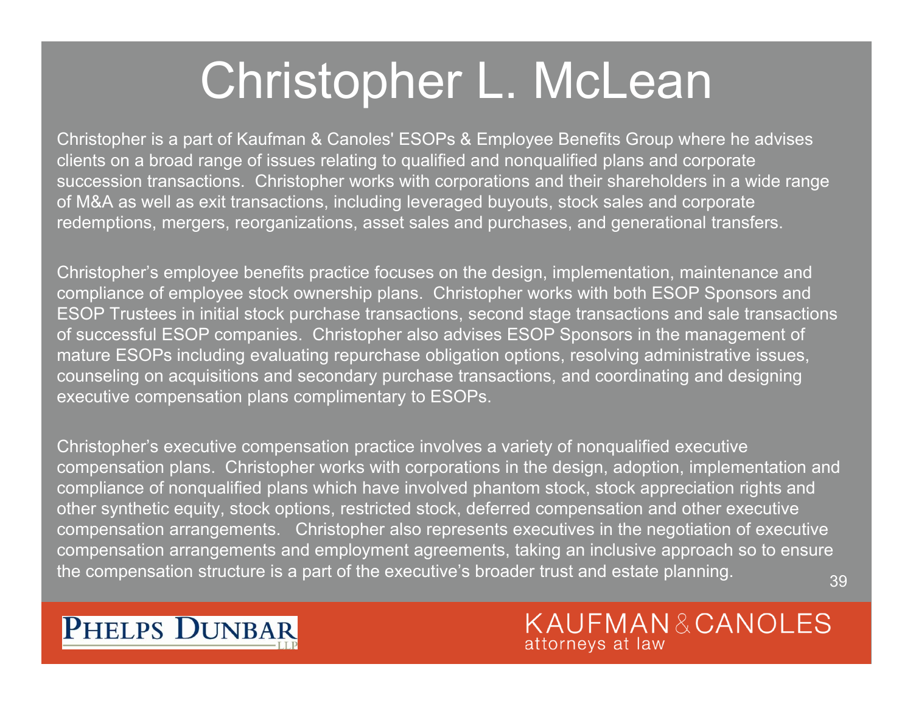# Christopher L. McLean

Christopher is a part of Kaufman & Canoles' ESOPs & Employee Benefits Group where he advises clients on a broad range of issues relating to qualified and nonqualified plans and corporate succession transactions. Christopher works with corporations and their shareholders in a wide range of M&A as well as exit transactions, including leveraged buyouts, stock sales and corporate redemptions, mergers, reorganizations, asset sales and purchases, and generational transfers.

Christopher's employee benefits practice focuses on the design, implementation, maintenance and compliance of employee stock ownership plans. Christopher works with both ESOP Sponsors and ESOP Trustees in initial stock purchase transactions, second stage transactions and sale transactions of successful ESOP companies. Christopher also advises ESOP Sponsors in the management of mature ESOPs including evaluating repurchase obligation options, resolving administrative issues, counseling on acquisitions and secondary purchase transactions, and coordinating and designing executive compensation plans complimentary to ESOPs.

Christopher's executive compensation practice involves a variety of nonqualified executive compensation plans. Christopher works with corporations in the design, adoption, implementation and compliance of nonqualified plans which have involved phantom stock, stock appreciation rights and other synthetic equity, stock options, restricted stock, deferred compensation and other executive compensation arrangements. Christopher also represents executives in the negotiation of executive compensation arrangements and employment agreements, taking an inclusive approach so to ensure the compensation structure is a part of the executive's broader trust and estate planning.

PHELPS DUNBAR LLP

KAUFMAN & CANOLES
attorneys at law